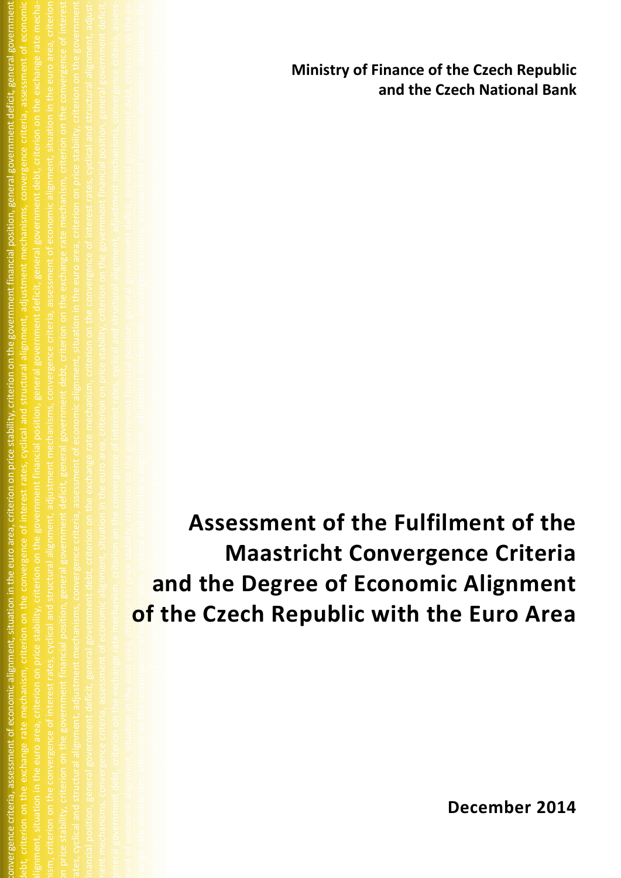**Ministry of Finance of the Czech Republic and the Czech National Bank**

# Assessment of the Fulfilment of the Maastricht Convergence Criteria and the Degree of Economic Alignment of the Czech Republic with the Euro Area

**December 2014**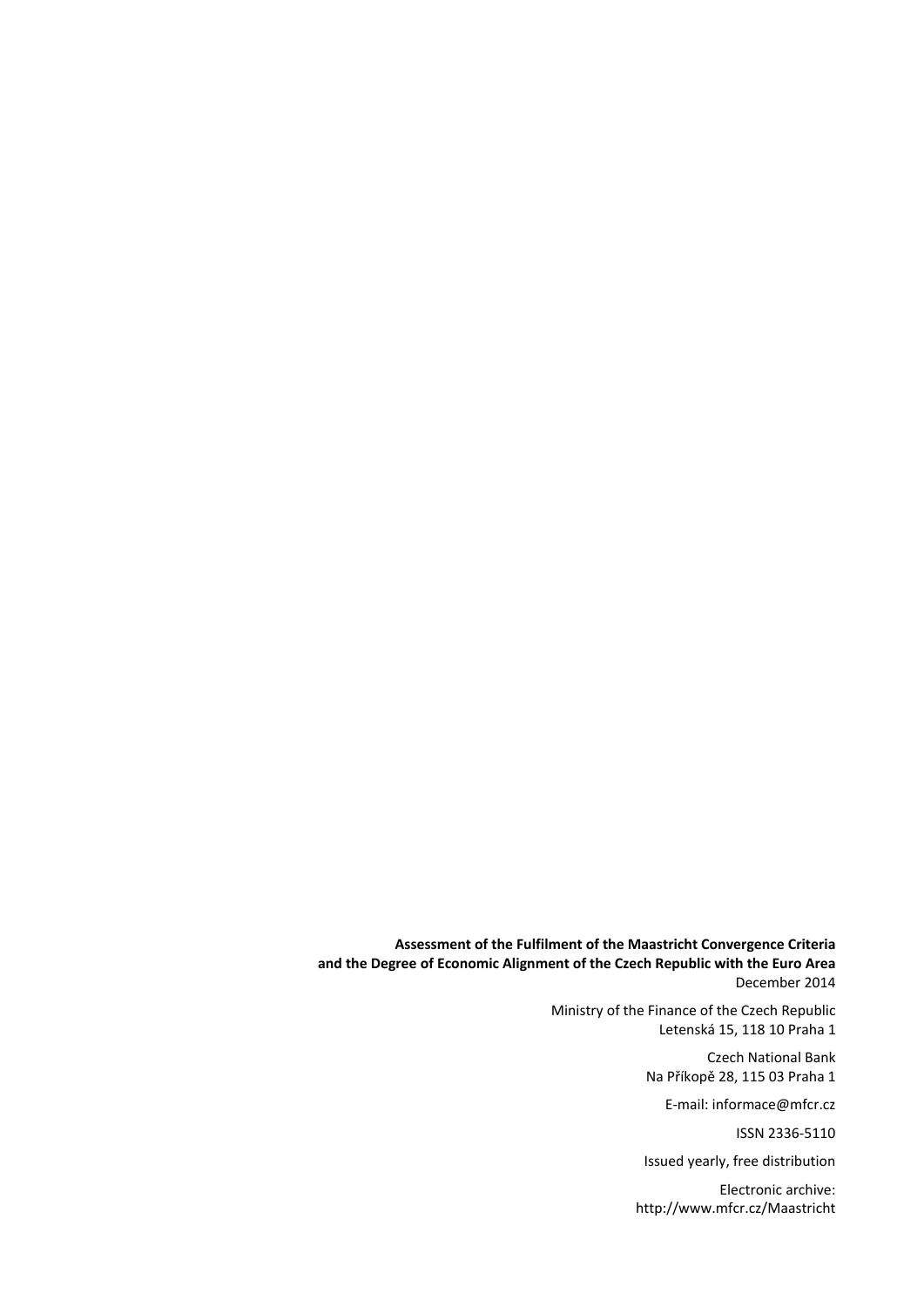**Assessment of the Fulfilment of the Maastricht Convergence Criteria and the Degree of Economic Alignment of the Czech Republic with the Euro Area**
December 2014

Ministry of the Finance of the Czech Republic
Letenská 15, 118 10 Praha 1

Czech National Bank
Na Příkopě 28, 115 03 Praha 1

E-mail: informace@mfcr.cz

ISSN 2336-5110

Issued yearly, free distribution

Electronic archive:
http://www.mfcr.cz/Maastricht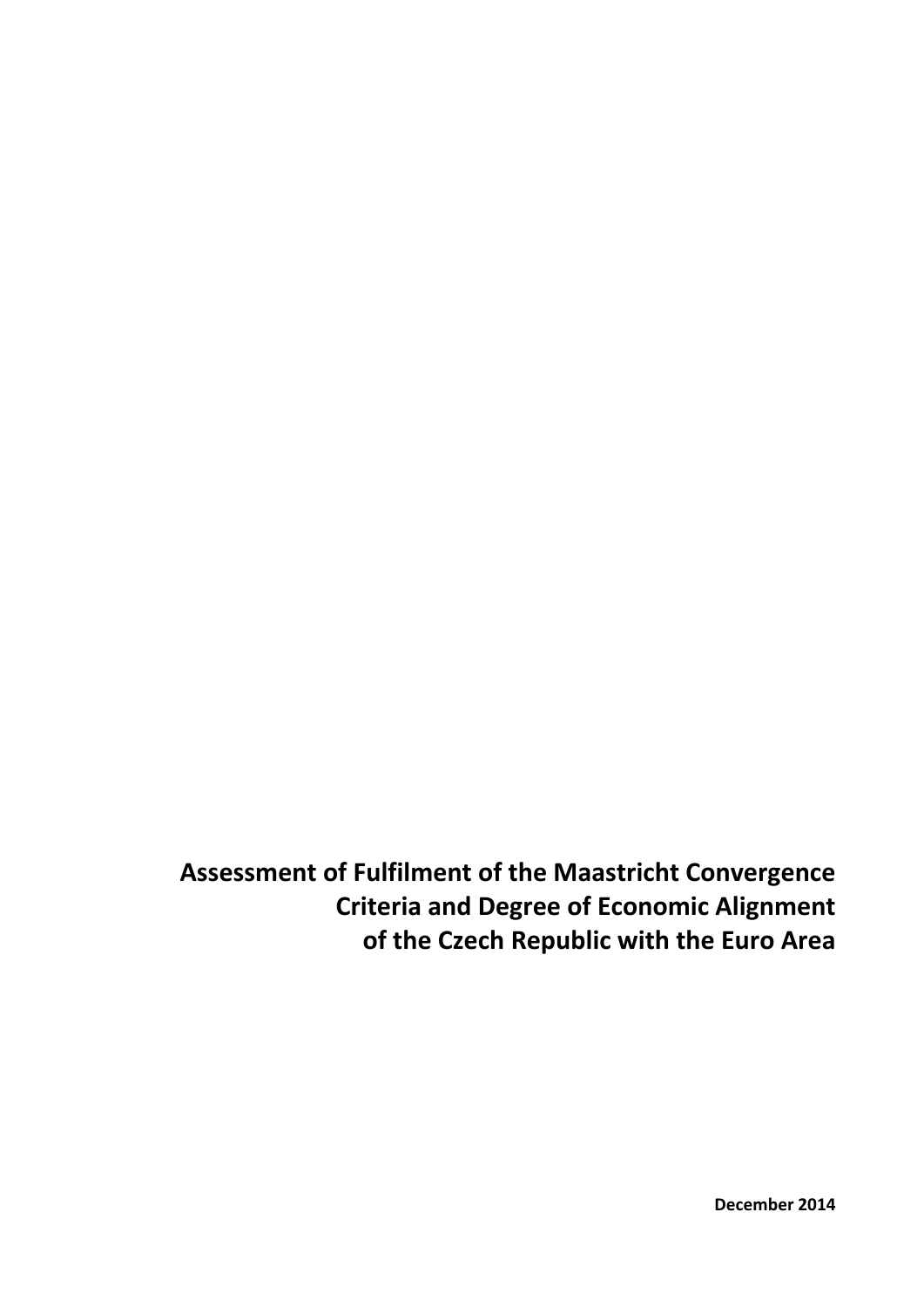# Assessment of Fulfilment of the Maastricht Convergence Criteria and Degree of Economic Alignment of the Czech Republic with the Euro Area

**December 2014**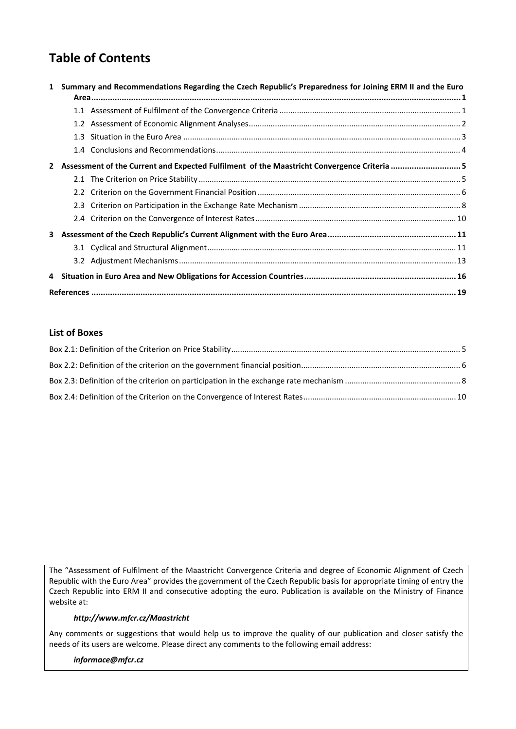# Table of Contents

**1 Summary and Recommendations Regarding the Czech Republic's Preparedness for Joining ERM II and the Euro Area** ..... 1

- 1.1 Assessment of Fulfilment of the Convergence Criteria ..... 1
- 1.2 Assessment of Economic Alignment Analyses ..... 2
- 1.3 Situation in the Euro Area ..... 3
- 1.4 Conclusions and Recommendations ..... 4

**2 Assessment of the Current and Expected Fulfilment of the Maastricht Convergence Criteria** ..... 5

- 2.1 The Criterion on Price Stability ..... 5
- 2.2 Criterion on the Government Financial Position ..... 6
- 2.3 Criterion on Participation in the Exchange Rate Mechanism ..... 8
- 2.4 Criterion on the Convergence of Interest Rates ..... 10

**3 Assessment of the Czech Republic's Current Alignment with the Euro Area** ..... 11

- 3.1 Cyclical and Structural Alignment ..... 11
- 3.2 Adjustment Mechanisms ..... 13

**4 Situation in Euro Area and New Obligations for Accession Countries** ..... 16

**References** ..... 19

## List of Boxes

Box 2.1: Definition of the Criterion on Price Stability ..... 5

Box 2.2: Definition of the criterion on the government financial position ..... 6

Box 2.3: Definition of the criterion on participation in the exchange rate mechanism ..... 8

Box 2.4: Definition of the Criterion on the Convergence of Interest Rates ..... 10

The "Assessment of Fulfilment of the Maastricht Convergence Criteria and degree of Economic Alignment of Czech Republic with the Euro Area" provides the government of the Czech Republic basis for appropriate timing of entry the Czech Republic into ERM II and consecutive adopting the euro. Publication is available on the Ministry of Finance website at:

***http://www.mfcr.cz/Maastricht***

Any comments or suggestions that would help us to improve the quality of our publication and closer satisfy the needs of its users are welcome. Please direct any comments to the following email address:

***informace@mfcr.cz***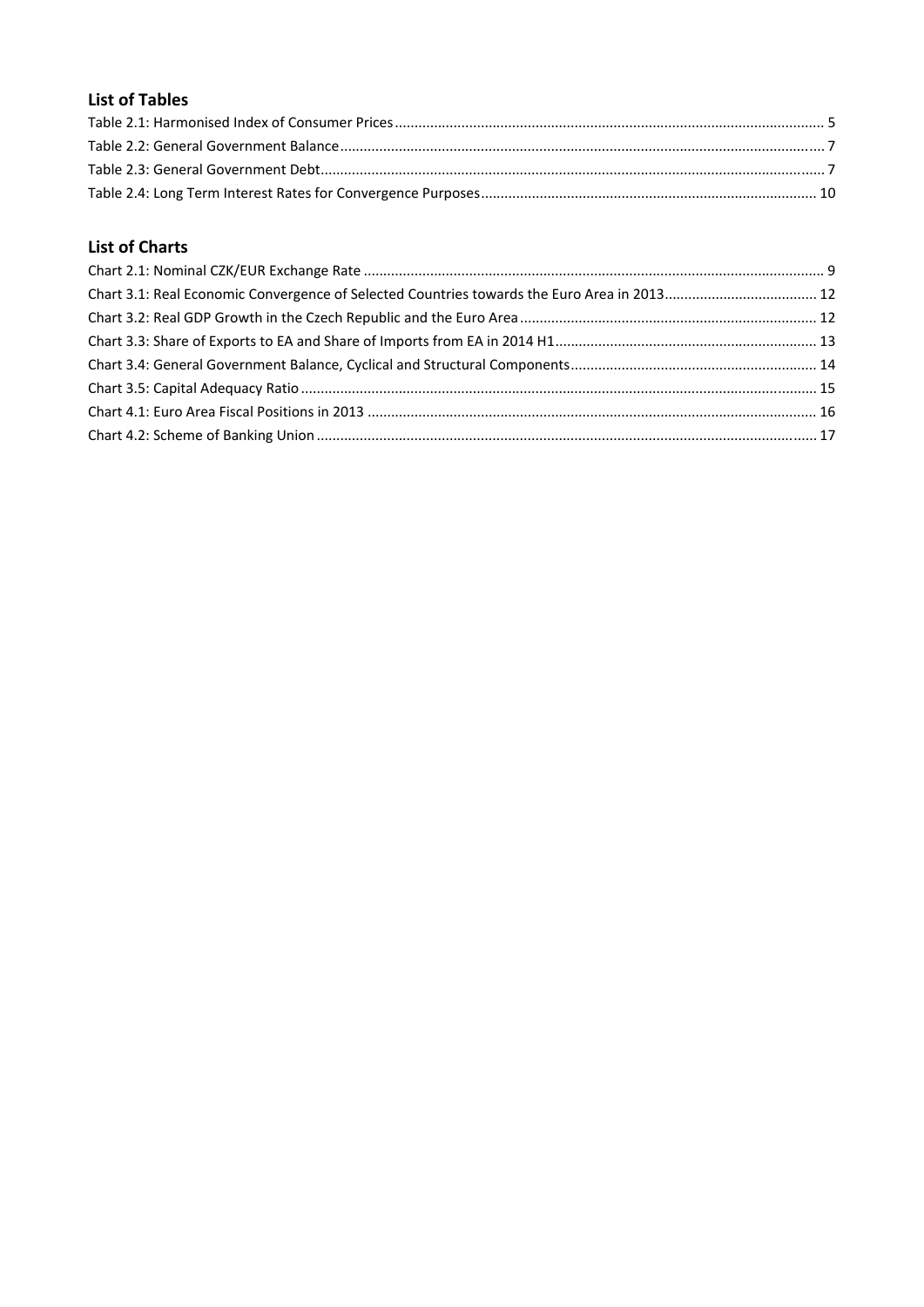## List of Tables

Table 2.1: Harmonised Index of Consumer Prices ............ 5
Table 2.2: General Government Balance ............ 7
Table 2.3: General Government Debt ............ 7
Table 2.4: Long Term Interest Rates for Convergence Purposes ............ 10

## List of Charts

Chart 2.1: Nominal CZK/EUR Exchange Rate ............ 9
Chart 3.1: Real Economic Convergence of Selected Countries towards the Euro Area in 2013 ............ 12
Chart 3.2: Real GDP Growth in the Czech Republic and the Euro Area ............ 12
Chart 3.3: Share of Exports to EA and Share of Imports from EA in 2014 H1 ............ 13
Chart 3.4: General Government Balance, Cyclical and Structural Components ............ 14
Chart 3.5: Capital Adequacy Ratio ............ 15
Chart 4.1: Euro Area Fiscal Positions in 2013 ............ 16
Chart 4.2: Scheme of Banking Union ............ 17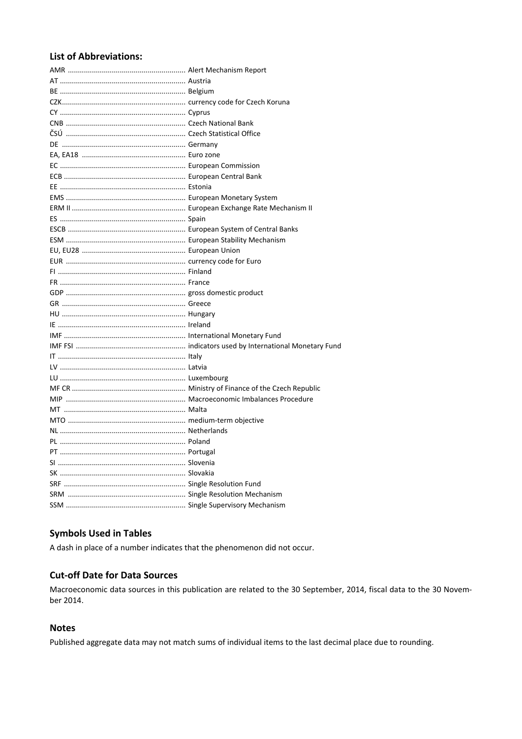## List of Abbreviations:

AMR ........................................................ Alert Mechanism Report
AT ............................................................. Austria
BE ............................................................. Belgium
CZK........................................................... currency code for Czech Koruna
CY ............................................................. Cyprus
CNB .......................................................... Czech National Bank
ČSÚ .......................................................... Czech Statistical Office
DE ............................................................ Germany
EA, EA18 .................................................. Euro zone
EC ............................................................. European Commission
ECB ........................................................... European Central Bank
EE ............................................................. Estonia
EMS .......................................................... European Monetary System
ERM II ....................................................... European Exchange Rate Mechanism II
ES ............................................................. Spain
ESCB ......................................................... European System of Central Banks
ESM .......................................................... European Stability Mechanism
EU, EU28 .................................................. European Union
EUR .......................................................... currency code for Euro
FI .............................................................. Finland
FR ............................................................. France
GDP .......................................................... gross domestic product
GR ............................................................ Greece
HU ............................................................ Hungary
IE .............................................................. Ireland
IMF ........................................................... International Monetary Fund
IMF FSI ..................................................... indicators used by International Monetary Fund
IT .............................................................. Italy
LV ............................................................. Latvia
LU ............................................................. Luxembourg
MF CR ....................................................... Ministry of Finance of the Czech Republic
MIP .......................................................... Macroeconomic Imbalances Procedure
MT ........................................................... Malta
MTO ......................................................... medium-term objective
NL ............................................................. Netherlands
PL ............................................................. Poland
PT ............................................................. Portugal
SI .............................................................. Slovenia
SK ............................................................. Slovakia
SRF ........................................................... Single Resolution Fund
SRM ......................................................... Single Resolution Mechanism
SSM .......................................................... Single Supervisory Mechanism

### Symbols Used in Tables

A dash in place of a number indicates that the phenomenon did not occur.

### Cut-off Date for Data Sources

Macroeconomic data sources in this publication are related to the 30 September, 2014, fiscal data to the 30 November 2014.

### Notes

Published aggregate data may not match sums of individual items to the last decimal place due to rounding.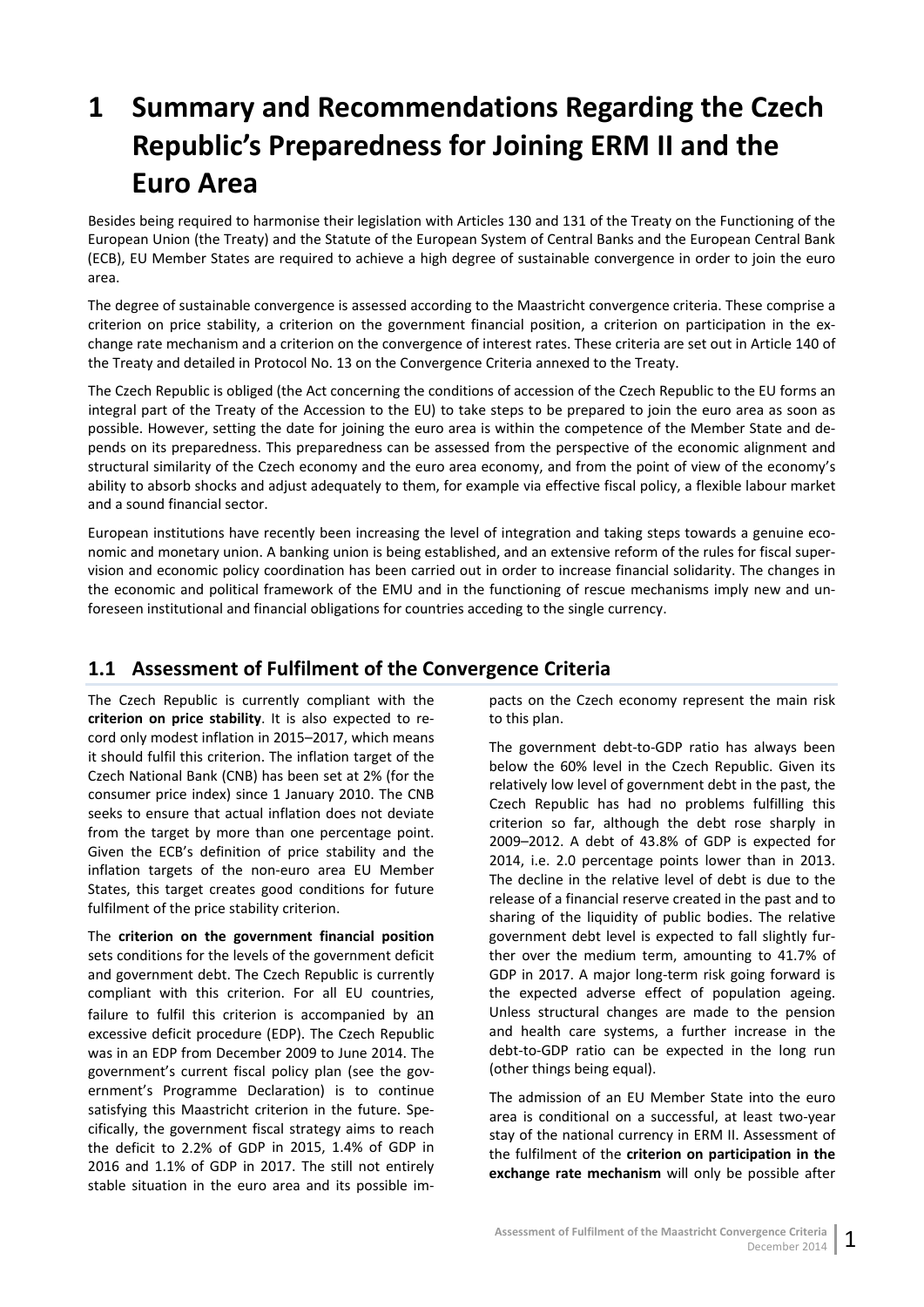# 1 Summary and Recommendations Regarding the Czech Republic's Preparedness for Joining ERM II and the Euro Area

Besides being required to harmonise their legislation with Articles 130 and 131 of the Treaty on the Functioning of the European Union (the Treaty) and the Statute of the European System of Central Banks and the European Central Bank (ECB), EU Member States are required to achieve a high degree of sustainable convergence in order to join the euro area.

The degree of sustainable convergence is assessed according to the Maastricht convergence criteria. These comprise a criterion on price stability, a criterion on the government financial position, a criterion on participation in the exchange rate mechanism and a criterion on the convergence of interest rates. These criteria are set out in Article 140 of the Treaty and detailed in Protocol No. 13 on the Convergence Criteria annexed to the Treaty.

The Czech Republic is obliged (the Act concerning the conditions of accession of the Czech Republic to the EU forms an integral part of the Treaty of the Accession to the EU) to take steps to be prepared to join the euro area as soon as possible. However, setting the date for joining the euro area is within the competence of the Member State and depends on its preparedness. This preparedness can be assessed from the perspective of the economic alignment and structural similarity of the Czech economy and the euro area economy, and from the point of view of the economy's ability to absorb shocks and adjust adequately to them, for example via effective fiscal policy, a flexible labour market and a sound financial sector.

European institutions have recently been increasing the level of integration and taking steps towards a genuine economic and monetary union. A banking union is being established, and an extensive reform of the rules for fiscal supervision and economic policy coordination has been carried out in order to increase financial solidarity. The changes in the economic and political framework of the EMU and in the functioning of rescue mechanisms imply new and unforeseen institutional and financial obligations for countries acceding to the single currency.

## 1.1 Assessment of Fulfilment of the Convergence Criteria

The Czech Republic is currently compliant with the **criterion on price stability**. It is also expected to record only modest inflation in 2015–2017, which means it should fulfil this criterion. The inflation target of the Czech National Bank (CNB) has been set at 2% (for the consumer price index) since 1 January 2010. The CNB seeks to ensure that actual inflation does not deviate from the target by more than one percentage point. Given the ECB's definition of price stability and the inflation targets of the non-euro area EU Member States, this target creates good conditions for future fulfilment of the price stability criterion.

The **criterion on the government financial position** sets conditions for the levels of the government deficit and government debt. The Czech Republic is currently compliant with this criterion. For all EU countries, failure to fulfil this criterion is accompanied by an excessive deficit procedure (EDP). The Czech Republic was in an EDP from December 2009 to June 2014. The government's current fiscal policy plan (see the government's Programme Declaration) is to continue satisfying this Maastricht criterion in the future. Specifically, the government fiscal strategy aims to reach the deficit to 2.2% of GDP in 2015, 1.4% of GDP in 2016 and 1.1% of GDP in 2017. The still not entirely stable situation in the euro area and its possible impacts on the Czech economy represent the main risk to this plan.

The government debt-to-GDP ratio has always been below the 60% level in the Czech Republic. Given its relatively low level of government debt in the past, the Czech Republic has had no problems fulfilling this criterion so far, although the debt rose sharply in 2009–2012. A debt of 43.8% of GDP is expected for 2014, i.e. 2.0 percentage points lower than in 2013. The decline in the relative level of debt is due to the release of a financial reserve created in the past and to sharing of the liquidity of public bodies. The relative government debt level is expected to fall slightly further over the medium term, amounting to 41.7% of GDP in 2017. A major long-term risk going forward is the expected adverse effect of population ageing. Unless structural changes are made to the pension and health care systems, a further increase in the debt-to-GDP ratio can be expected in the long run (other things being equal).

The admission of an EU Member State into the euro area is conditional on a successful, at least two-year stay of the national currency in ERM II. Assessment of the fulfilment of the **criterion on participation in the exchange rate mechanism** will only be possible after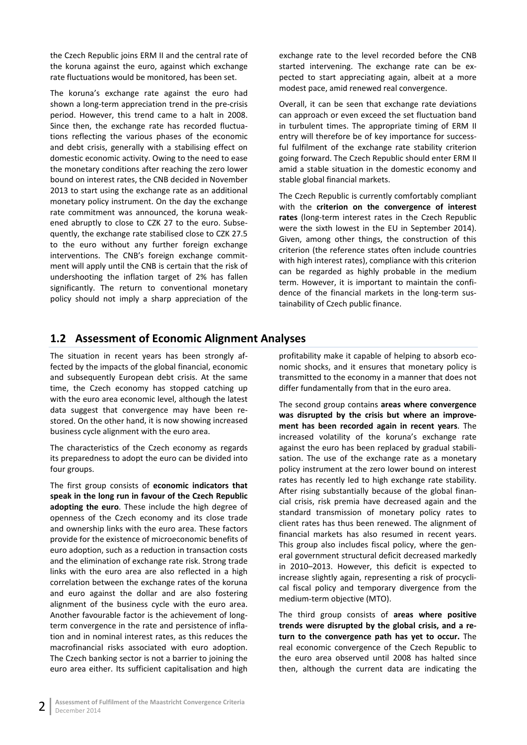the Czech Republic joins ERM II and the central rate of the koruna against the euro, against which exchange rate fluctuations would be monitored, has been set.

The koruna's exchange rate against the euro had shown a long-term appreciation trend in the pre-crisis period. However, this trend came to a halt in 2008. Since then, the exchange rate has recorded fluctuations reflecting the various phases of the economic and debt crisis, generally with a stabilising effect on domestic economic activity. Owing to the need to ease the monetary conditions after reaching the zero lower bound on interest rates, the CNB decided in November 2013 to start using the exchange rate as an additional monetary policy instrument. On the day the exchange rate commitment was announced, the koruna weakened abruptly to close to CZK 27 to the euro. Subsequently, the exchange rate stabilised close to CZK 27.5 to the euro without any further foreign exchange interventions. The CNB's foreign exchange commitment will apply until the CNB is certain that the risk of undershooting the inflation target of 2% has fallen significantly. The return to conventional monetary policy should not imply a sharp appreciation of the exchange rate to the level recorded before the CNB started intervening. The exchange rate can be expected to start appreciating again, albeit at a more modest pace, amid renewed real convergence.

Overall, it can be seen that exchange rate deviations can approach or even exceed the set fluctuation band in turbulent times. The appropriate timing of ERM II entry will therefore be of key importance for successful fulfilment of the exchange rate stability criterion going forward. The Czech Republic should enter ERM II amid a stable situation in the domestic economy and stable global financial markets.

The Czech Republic is currently comfortably compliant with the **criterion on the convergence of interest rates** (long-term interest rates in the Czech Republic were the sixth lowest in the EU in September 2014). Given, among other things, the construction of this criterion (the reference states often include countries with high interest rates), compliance with this criterion can be regarded as highly probable in the medium term. However, it is important to maintain the confidence of the financial markets in the long-term sustainability of Czech public finance.

## 1.2 Assessment of Economic Alignment Analyses

The situation in recent years has been strongly affected by the impacts of the global financial, economic and subsequently European debt crisis. At the same time, the Czech economy has stopped catching up with the euro area economic level, although the latest data suggest that convergence may have been restored. On the other hand, it is now showing increased business cycle alignment with the euro area.

The characteristics of the Czech economy as regards its preparedness to adopt the euro can be divided into four groups.

The first group consists of **economic indicators that speak in the long run in favour of the Czech Republic adopting the euro**. These include the high degree of openness of the Czech economy and its close trade and ownership links with the euro area. These factors provide for the existence of microeconomic benefits of euro adoption, such as a reduction in transaction costs and the elimination of exchange rate risk. Strong trade links with the euro area are also reflected in a high correlation between the exchange rates of the koruna and euro against the dollar and are also fostering alignment of the business cycle with the euro area. Another favourable factor is the achievement of long-term convergence in the rate and persistence of inflation and in nominal interest rates, as this reduces the macrofinancial risks associated with euro adoption. The Czech banking sector is not a barrier to joining the euro area either. Its sufficient capitalisation and high profitability make it capable of helping to absorb economic shocks, and it ensures that monetary policy is transmitted to the economy in a manner that does not differ fundamentally from that in the euro area.

The second group contains **areas where convergence was disrupted by the crisis but where an improvement has been recorded again in recent years**. The increased volatility of the koruna's exchange rate against the euro has been replaced by gradual stabilisation. The use of the exchange rate as a monetary policy instrument at the zero lower bound on interest rates has recently led to high exchange rate stability. After rising substantially because of the global financial crisis, risk premia have decreased again and the standard transmission of monetary policy rates to client rates has thus been renewed. The alignment of financial markets has also resumed in recent years. This group also includes fiscal policy, where the general government structural deficit decreased markedly in 2010–2013. However, this deficit is expected to increase slightly again, representing a risk of procyclical fiscal policy and temporary divergence from the medium-term objective (MTO).

The third group consists of **areas where positive trends were disrupted by the global crisis, and a return to the convergence path has yet to occur.** The real economic convergence of the Czech Republic to the euro area observed until 2008 has halted since then, although the current data are indicating the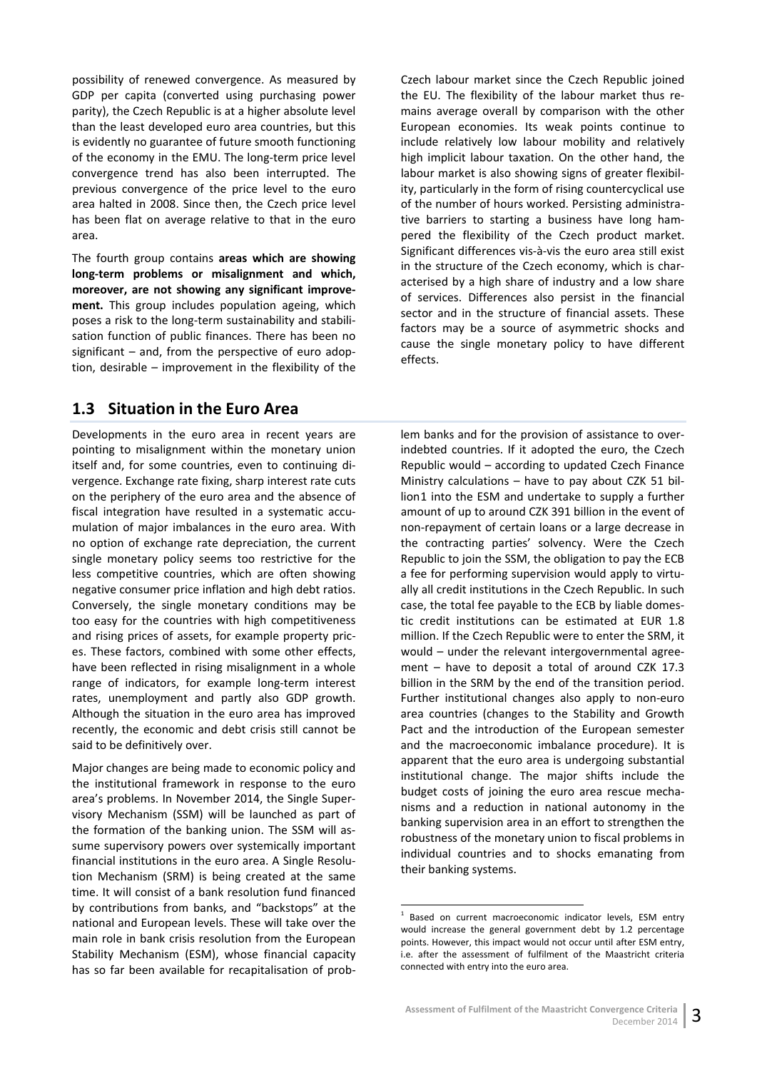possibility of renewed convergence. As measured by GDP per capita (converted using purchasing power parity), the Czech Republic is at a higher absolute level than the least developed euro area countries, but this is evidently no guarantee of future smooth functioning of the economy in the EMU. The long-term price level convergence trend has also been interrupted. The previous convergence of the price level to the euro area halted in 2008. Since then, the Czech price level has been flat on average relative to that in the euro area.

The fourth group contains **areas which are showing long-term problems or misalignment and which, moreover, are not showing any significant improvement.** This group includes population ageing, which poses a risk to the long-term sustainability and stabilisation function of public finances. There has been no significant – and, from the perspective of euro adoption, desirable – improvement in the flexibility of the Czech labour market since the Czech Republic joined the EU. The flexibility of the labour market thus remains average overall by comparison with the other European economies. Its weak points continue to include relatively low labour mobility and relatively high implicit labour taxation. On the other hand, the labour market is also showing signs of greater flexibility, particularly in the form of rising countercyclical use of the number of hours worked. Persisting administrative barriers to starting a business have long hampered the flexibility of the Czech product market. Significant differences vis-à-vis the euro area still exist in the structure of the Czech economy, which is characterised by a high share of industry and a low share of services. Differences also persist in the financial sector and in the structure of financial assets. These factors may be a source of asymmetric shocks and cause the single monetary policy to have different effects.

## 1.3 Situation in the Euro Area

Developments in the euro area in recent years are pointing to misalignment within the monetary union itself and, for some countries, even to continuing divergence. Exchange rate fixing, sharp interest rate cuts on the periphery of the euro area and the absence of fiscal integration have resulted in a systematic accumulation of major imbalances in the euro area. With no option of exchange rate depreciation, the current single monetary policy seems too restrictive for the less competitive countries, which are often showing negative consumer price inflation and high debt ratios. Conversely, the single monetary conditions may be too easy for the countries with high competitiveness and rising prices of assets, for example property prices. These factors, combined with some other effects, have been reflected in rising misalignment in a whole range of indicators, for example long-term interest rates, unemployment and partly also GDP growth. Although the situation in the euro area has improved recently, the economic and debt crisis still cannot be said to be definitively over.

Major changes are being made to economic policy and the institutional framework in response to the euro area's problems. In November 2014, the Single Supervisory Mechanism (SSM) will be launched as part of the formation of the banking union. The SSM will assume supervisory powers over systemically important financial institutions in the euro area. A Single Resolution Mechanism (SRM) is being created at the same time. It will consist of a bank resolution fund financed by contributions from banks, and "backstops" at the national and European levels. These will take over the main role in bank crisis resolution from the European Stability Mechanism (ESM), whose financial capacity has so far been available for recapitalisation of problem banks and for the provision of assistance to over-indebted countries. If it adopted the euro, the Czech Republic would – according to updated Czech Finance Ministry calculations – have to pay about CZK 51 billion[1] into the ESM and undertake to supply a further amount of up to around CZK 391 billion in the event of non-repayment of certain loans or a large decrease in the contracting parties' solvency. Were the Czech Republic to join the SSM, the obligation to pay the ECB a fee for performing supervision would apply to virtually all credit institutions in the Czech Republic. In such case, the total fee payable to the ECB by liable domestic credit institutions can be estimated at EUR 1.8 million. If the Czech Republic were to enter the SRM, it would – under the relevant intergovernmental agreement – have to deposit a total of around CZK 17.3 billion in the SRM by the end of the transition period. Further institutional changes also apply to non-euro area countries (changes to the Stability and Growth Pact and the introduction of the European semester and the macroeconomic imbalance procedure). It is apparent that the euro area is undergoing substantial institutional change. The major shifts include the budget costs of joining the euro area rescue mechanisms and a reduction in national autonomy in the banking supervision area in an effort to strengthen the robustness of the monetary union to fiscal problems in individual countries and to shocks emanating from their banking systems.

[1] Based on current macroeconomic indicator levels, ESM entry would increase the general government debt by 1.2 percentage points. However, this impact would not occur until after ESM entry, i.e. after the assessment of fulfilment of the Maastricht criteria connected with entry into the euro area.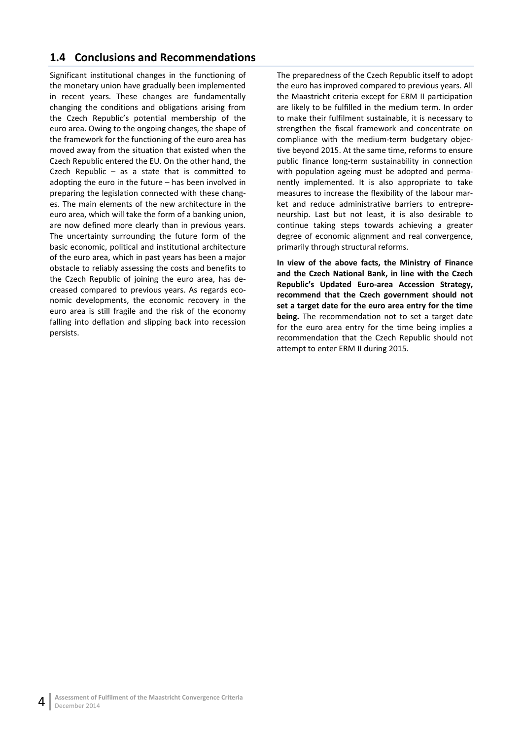## 1.4 Conclusions and Recommendations

Significant institutional changes in the functioning of the monetary union have gradually been implemented in recent years. These changes are fundamentally changing the conditions and obligations arising from the Czech Republic's potential membership of the euro area. Owing to the ongoing changes, the shape of the framework for the functioning of the euro area has moved away from the situation that existed when the Czech Republic entered the EU. On the other hand, the Czech Republic – as a state that is committed to adopting the euro in the future – has been involved in preparing the legislation connected with these changes. The main elements of the new architecture in the euro area, which will take the form of a banking union, are now defined more clearly than in previous years. The uncertainty surrounding the future form of the basic economic, political and institutional architecture of the euro area, which in past years has been a major obstacle to reliably assessing the costs and benefits to the Czech Republic of joining the euro area, has decreased compared to previous years. As regards economic developments, the economic recovery in the euro area is still fragile and the risk of the economy falling into deflation and slipping back into recession persists.

The preparedness of the Czech Republic itself to adopt the euro has improved compared to previous years. All the Maastricht criteria except for ERM II participation are likely to be fulfilled in the medium term. In order to make their fulfilment sustainable, it is necessary to strengthen the fiscal framework and concentrate on compliance with the medium-term budgetary objective beyond 2015. At the same time, reforms to ensure public finance long-term sustainability in connection with population ageing must be adopted and permanently implemented. It is also appropriate to take measures to increase the flexibility of the labour market and reduce administrative barriers to entrepreneurship. Last but not least, it is also desirable to continue taking steps towards achieving a greater degree of economic alignment and real convergence, primarily through structural reforms.

**In view of the above facts, the Ministry of Finance and the Czech National Bank, in line with the Czech Republic's Updated Euro-area Accession Strategy, recommend that the Czech government should not set a target date for the euro area entry for the time being.** The recommendation not to set a target date for the euro area entry for the time being implies a recommendation that the Czech Republic should not attempt to enter ERM II during 2015.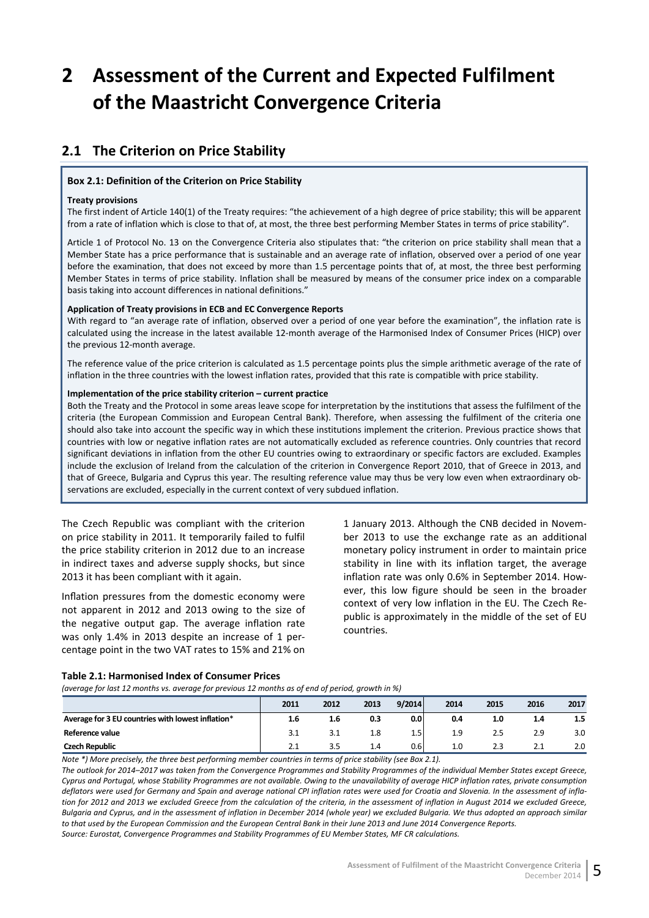# 2 Assessment of the Current and Expected Fulfilment of the Maastricht Convergence Criteria

## 2.1 The Criterion on Price Stability

**Box 2.1: Definition of the Criterion on Price Stability**

**Treaty provisions**

The first indent of Article 140(1) of the Treaty requires: "the achievement of a high degree of price stability; this will be apparent from a rate of inflation which is close to that of, at most, the three best performing Member States in terms of price stability".

Article 1 of Protocol No. 13 on the Convergence Criteria also stipulates that: "the criterion on price stability shall mean that a Member State has a price performance that is sustainable and an average rate of inflation, observed over a period of one year before the examination, that does not exceed by more than 1.5 percentage points that of, at most, the three best performing Member States in terms of price stability. Inflation shall be measured by means of the consumer price index on a comparable basis taking into account differences in national definitions."

**Application of Treaty provisions in ECB and EC Convergence Reports**

With regard to "an average rate of inflation, observed over a period of one year before the examination", the inflation rate is calculated using the increase in the latest available 12-month average of the Harmonised Index of Consumer Prices (HICP) over the previous 12-month average.

The reference value of the price criterion is calculated as 1.5 percentage points plus the simple arithmetic average of the rate of inflation in the three countries with the lowest inflation rates, provided that this rate is compatible with price stability.

**Implementation of the price stability criterion – current practice**

Both the Treaty and the Protocol in some areas leave scope for interpretation by the institutions that assess the fulfilment of the criteria (the European Commission and European Central Bank). Therefore, when assessing the fulfilment of the criteria one should also take into account the specific way in which these institutions implement the criterion. Previous practice shows that countries with low or negative inflation rates are not automatically excluded as reference countries. Only countries that record significant deviations in inflation from the other EU countries owing to extraordinary or specific factors are excluded. Examples include the exclusion of Ireland from the calculation of the criterion in Convergence Report 2010, that of Greece in 2013, and that of Greece, Bulgaria and Cyprus this year. The resulting reference value may thus be very low even when extraordinary observations are excluded, especially in the current context of very subdued inflation.

The Czech Republic was compliant with the criterion on price stability in 2011. It temporarily failed to fulfil the price stability criterion in 2012 due to an increase in indirect taxes and adverse supply shocks, but since 2013 it has been compliant with it again.

Inflation pressures from the domestic economy were not apparent in 2012 and 2013 owing to the size of the negative output gap. The average inflation rate was only 1.4% in 2013 despite an increase of 1 percentage point in the two VAT rates to 15% and 21% on 1 January 2013. Although the CNB decided in November 2013 to use the exchange rate as an additional monetary policy instrument in order to maintain price stability in line with its inflation target, the average inflation rate was only 0.6% in September 2014. However, this low figure should be seen in the broader context of very low inflation in the EU. The Czech Republic is approximately in the middle of the set of EU countries.

**Table 2.1: Harmonised Index of Consumer Prices**

*(average for last 12 months vs. average for previous 12 months as of end of period, growth in %)*

| | 2011 | 2012 | 2013 | 9/2014 | 2014 | 2015 | 2016 | 2017 |
|---|---|---|---|---|---|---|---|---|
| **Average for 3 EU countries with lowest inflation*** | **1.6** | **1.6** | **0.3** | **0.0** | **0.4** | **1.0** | **1.4** | **1.5** |
| **Reference value** | 3.1 | 3.1 | 1.8 | 1.5 | 1.9 | 2.5 | 2.9 | 3.0 |
| **Czech Republic** | 2.1 | 3.5 | 1.4 | 0.6 | 1.0 | 2.3 | 2.1 | 2.0 |

*Note \*) More precisely, the three best performing member countries in terms of price stability (see Box 2.1).*
*The outlook for 2014–2017 was taken from the Convergence Programmes and Stability Programmes of the individual Member States except Greece, Cyprus and Portugal, whose Stability Programmes are not available. Owing to the unavailability of average HICP inflation rates, private consumption deflators were used for Germany and Spain and average national CPI inflation rates were used for Croatia and Slovenia. In the assessment of inflation for 2012 and 2013 we excluded Greece from the calculation of the criteria, in the assessment of inflation in August 2014 we excluded Greece, Bulgaria and Cyprus, and in the assessment of inflation in December 2014 (whole year) we excluded Bulgaria. We thus adopted an approach similar to that used by the European Commission and the European Central Bank in their June 2013 and June 2014 Convergence Reports.*
*Source: Eurostat, Convergence Programmes and Stability Programmes of EU Member States, MF CR calculations.*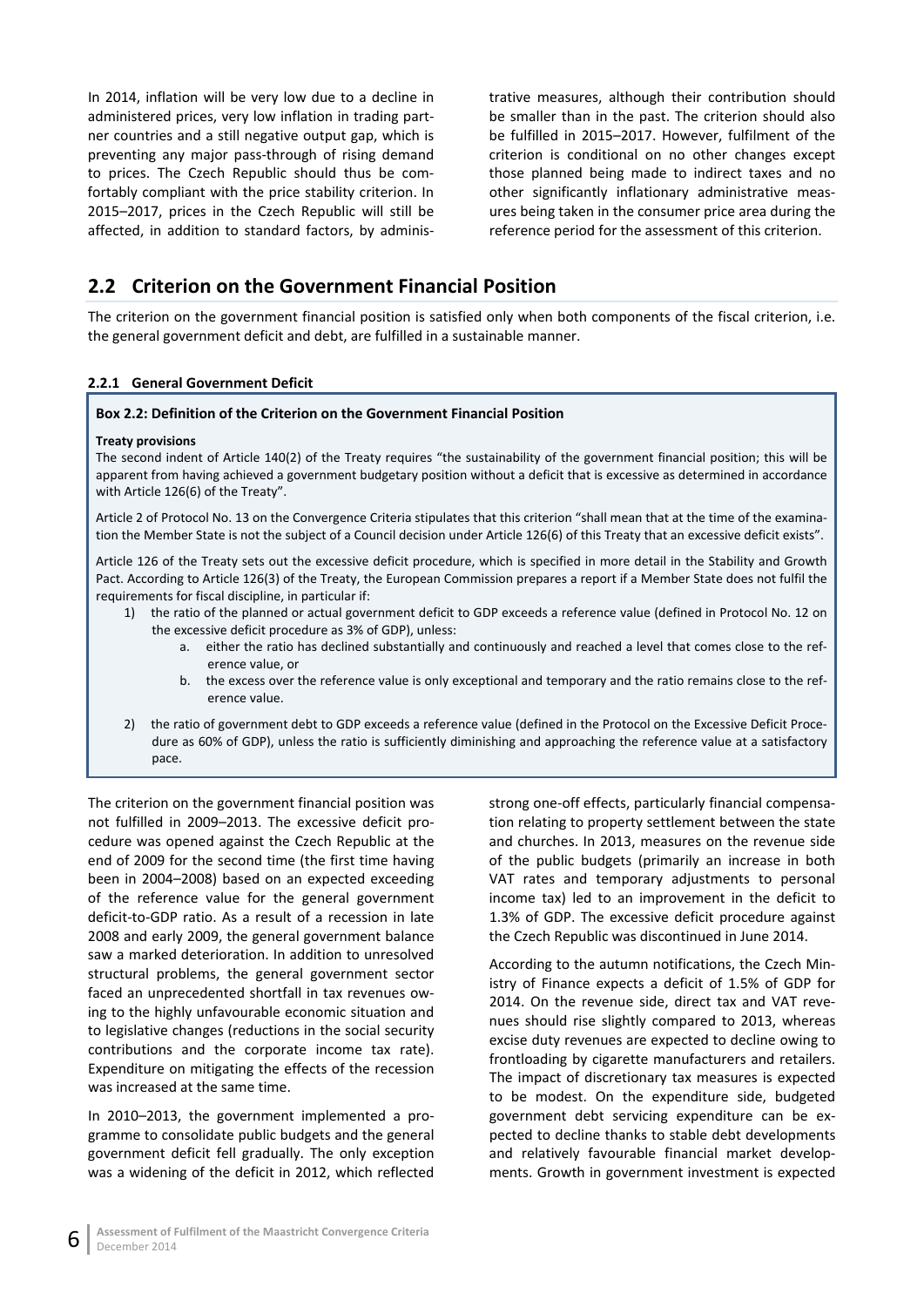In 2014, inflation will be very low due to a decline in administered prices, very low inflation in trading partner countries and a still negative output gap, which is preventing any major pass-through of rising demand to prices. The Czech Republic should thus be comfortably compliant with the price stability criterion. In 2015–2017, prices in the Czech Republic will still be affected, in addition to standard factors, by administrative measures, although their contribution should be smaller than in the past. The criterion should also be fulfilled in 2015–2017. However, fulfilment of the criterion is conditional on no other changes except those planned being made to indirect taxes and no other significantly inflationary administrative measures being taken in the consumer price area during the reference period for the assessment of this criterion.

## 2.2 Criterion on the Government Financial Position

The criterion on the government financial position is satisfied only when both components of the fiscal criterion, i.e. the general government deficit and debt, are fulfilled in a sustainable manner.

### 2.2.1 General Government Deficit

**Box 2.2: Definition of the Criterion on the Government Financial Position**

**Treaty provisions**

The second indent of Article 140(2) of the Treaty requires "the sustainability of the government financial position; this will be apparent from having achieved a government budgetary position without a deficit that is excessive as determined in accordance with Article 126(6) of the Treaty".

Article 2 of Protocol No. 13 on the Convergence Criteria stipulates that this criterion "shall mean that at the time of the examination the Member State is not the subject of a Council decision under Article 126(6) of this Treaty that an excessive deficit exists".

Article 126 of the Treaty sets out the excessive deficit procedure, which is specified in more detail in the Stability and Growth Pact. According to Article 126(3) of the Treaty, the European Commission prepares a report if a Member State does not fulfil the requirements for fiscal discipline, in particular if:

1) the ratio of the planned or actual government deficit to GDP exceeds a reference value (defined in Protocol No. 12 on the excessive deficit procedure as 3% of GDP), unless:
    a. either the ratio has declined substantially and continuously and reached a level that comes close to the reference value, or
    b. the excess over the reference value is only exceptional and temporary and the ratio remains close to the reference value.
2) the ratio of government debt to GDP exceeds a reference value (defined in the Protocol on the Excessive Deficit Procedure as 60% of GDP), unless the ratio is sufficiently diminishing and approaching the reference value at a satisfactory pace.

The criterion on the government financial position was not fulfilled in 2009–2013. The excessive deficit procedure was opened against the Czech Republic at the end of 2009 for the second time (the first time having been in 2004–2008) based on an expected exceeding of the reference value for the general government deficit-to-GDP ratio. As a result of a recession in late 2008 and early 2009, the general government balance saw a marked deterioration. In addition to unresolved structural problems, the general government sector faced an unprecedented shortfall in tax revenues owing to the highly unfavourable economic situation and to legislative changes (reductions in the social security contributions and the corporate income tax rate). Expenditure on mitigating the effects of the recession was increased at the same time.

In 2010–2013, the government implemented a programme to consolidate public budgets and the general government deficit fell gradually. The only exception was a widening of the deficit in 2012, which reflected strong one-off effects, particularly financial compensation relating to property settlement between the state and churches. In 2013, measures on the revenue side of the public budgets (primarily an increase in both VAT rates and temporary adjustments to personal income tax) led to an improvement in the deficit to 1.3% of GDP. The excessive deficit procedure against the Czech Republic was discontinued in June 2014.

According to the autumn notifications, the Czech Ministry of Finance expects a deficit of 1.5% of GDP for 2014. On the revenue side, direct tax and VAT revenues should rise slightly compared to 2013, whereas excise duty revenues are expected to decline owing to frontloading by cigarette manufacturers and retailers. The impact of discretionary tax measures is expected to be modest. On the expenditure side, budgeted government debt servicing expenditure can be expected to decline thanks to stable debt developments and relatively favourable financial market developments. Growth in government investment is expected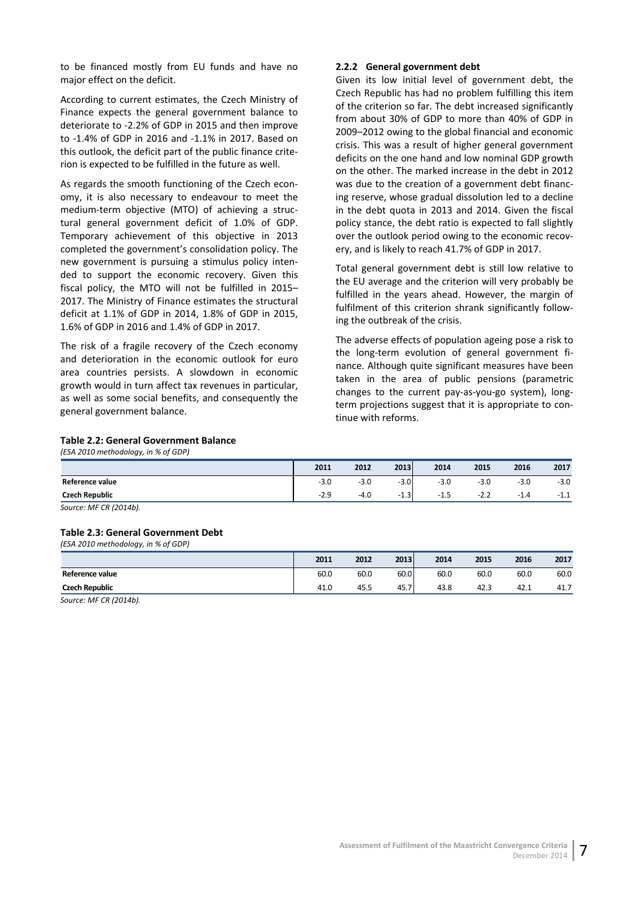to be financed mostly from EU funds and have no major effect on the deficit.

According to current estimates, the Czech Ministry of Finance expects the general government balance to deteriorate to -2.2% of GDP in 2015 and then improve to -1.4% of GDP in 2016 and -1.1% in 2017. Based on this outlook, the deficit part of the public finance criterion is expected to be fulfilled in the future as well.

As regards the smooth functioning of the Czech economy, it is also necessary to endeavour to meet the medium-term objective (MTO) of achieving a structural general government deficit of 1.0% of GDP. Temporary achievement of this objective in 2013 completed the government's consolidation policy. The new government is pursuing a stimulus policy intended to support the economic recovery. Given this fiscal policy, the MTO will not be fulfilled in 2015–2017. The Ministry of Finance estimates the structural deficit at 1.1% of GDP in 2014, 1.8% of GDP in 2015, 1.6% of GDP in 2016 and 1.4% of GDP in 2017.

The risk of a fragile recovery of the Czech economy and deterioration in the economic outlook for euro area countries persists. A slowdown in economic growth would in turn affect tax revenues in particular, as well as some social benefits, and consequently the general government balance.

### 2.2.2 General government debt

Given its low initial level of government debt, the Czech Republic has had no problem fulfilling this item of the criterion so far. The debt increased significantly from about 30% of GDP to more than 40% of GDP in 2009–2012 owing to the global financial and economic crisis. This was a result of higher general government deficits on the one hand and low nominal GDP growth on the other. The marked increase in the debt in 2012 was due to the creation of a government debt financing reserve, whose gradual dissolution led to a decline in the debt quota in 2013 and 2014. Given the fiscal policy stance, the debt ratio is expected to fall slightly over the outlook period owing to the economic recovery, and is likely to reach 41.7% of GDP in 2017.

Total general government debt is still low relative to the EU average and the criterion will very probably be fulfilled in the years ahead. However, the margin of fulfilment of this criterion shrank significantly following the outbreak of the crisis.

The adverse effects of population ageing pose a risk to the long-term evolution of general government finance. Although quite significant measures have been taken in the area of public pensions (parametric changes to the current pay-as-you-go system), long-term projections suggest that it is appropriate to continue with reforms.

**Table 2.2: General Government Balance**
*(ESA 2010 methodology, in % of GDP)*

| | 2011 | 2012 | 2013 | 2014 | 2015 | 2016 | 2017 |
|---|---|---|---|---|---|---|---|
| **Reference value** | -3.0 | -3.0 | -3.0 | -3.0 | -3.0 | -3.0 | -3.0 |
| **Czech Republic** | -2.9 | -4.0 | -1.3 | -1.5 | -2.2 | -1.4 | -1.1 |

*Source: MF CR (2014b).*

**Table 2.3: General Government Debt**
*(ESA 2010 methodology, in % of GDP)*

| | 2011 | 2012 | 2013 | 2014 | 2015 | 2016 | 2017 |
|---|---|---|---|---|---|---|---|
| **Reference value** | 60.0 | 60.0 | 60.0 | 60.0 | 60.0 | 60.0 | 60.0 |
| **Czech Republic** | 41.0 | 45.5 | 45.7 | 43.8 | 42.3 | 42.1 | 41.7 |

*Source: MF CR (2014b).*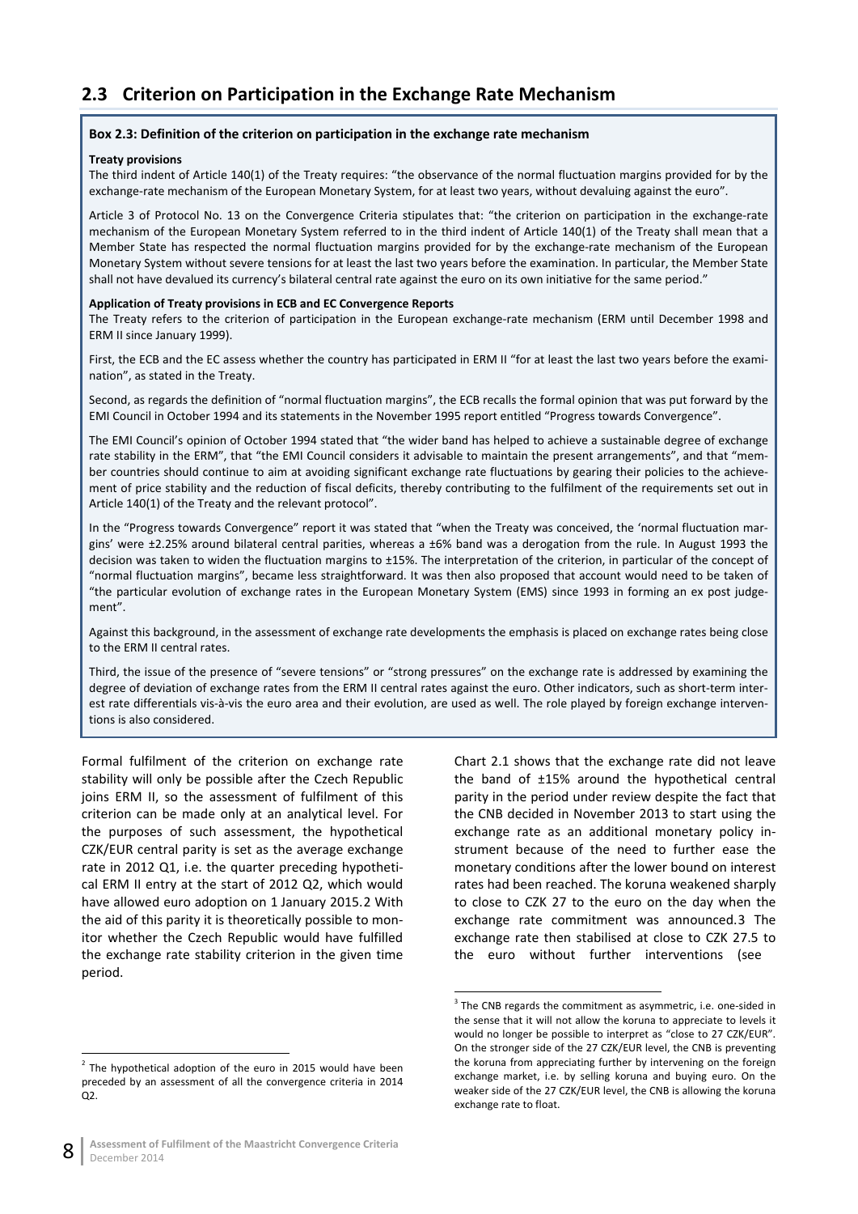## 2.3 Criterion on Participation in the Exchange Rate Mechanism

**Box 2.3: Definition of the criterion on participation in the exchange rate mechanism**

**Treaty provisions**

The third indent of Article 140(1) of the Treaty requires: "the observance of the normal fluctuation margins provided for by the exchange-rate mechanism of the European Monetary System, for at least two years, without devaluing against the euro".

Article 3 of Protocol No. 13 on the Convergence Criteria stipulates that: "the criterion on participation in the exchange-rate mechanism of the European Monetary System referred to in the third indent of Article 140(1) of the Treaty shall mean that a Member State has respected the normal fluctuation margins provided for by the exchange-rate mechanism of the European Monetary System without severe tensions for at least the last two years before the examination. In particular, the Member State shall not have devalued its currency's bilateral central rate against the euro on its own initiative for the same period."

**Application of Treaty provisions in ECB and EC Convergence Reports**

The Treaty refers to the criterion of participation in the European exchange-rate mechanism (ERM until December 1998 and ERM II since January 1999).

First, the ECB and the EC assess whether the country has participated in ERM II "for at least the last two years before the examination", as stated in the Treaty.

Second, as regards the definition of "normal fluctuation margins", the ECB recalls the formal opinion that was put forward by the EMI Council in October 1994 and its statements in the November 1995 report entitled "Progress towards Convergence".

The EMI Council's opinion of October 1994 stated that "the wider band has helped to achieve a sustainable degree of exchange rate stability in the ERM", that "the EMI Council considers it advisable to maintain the present arrangements", and that "member countries should continue to aim at avoiding significant exchange rate fluctuations by gearing their policies to the achievement of price stability and the reduction of fiscal deficits, thereby contributing to the fulfilment of the requirements set out in Article 140(1) of the Treaty and the relevant protocol".

In the "Progress towards Convergence" report it was stated that "when the Treaty was conceived, the 'normal fluctuation margins' were ±2.25% around bilateral central parities, whereas a ±6% band was a derogation from the rule. In August 1993 the decision was taken to widen the fluctuation margins to ±15%. The interpretation of the criterion, in particular of the concept of "normal fluctuation margins", became less straightforward. It was then also proposed that account would need to be taken of "the particular evolution of exchange rates in the European Monetary System (EMS) since 1993 in forming an ex post judgement".

Against this background, in the assessment of exchange rate developments the emphasis is placed on exchange rates being close to the ERM II central rates.

Third, the issue of the presence of "severe tensions" or "strong pressures" on the exchange rate is addressed by examining the degree of deviation of exchange rates from the ERM II central rates against the euro. Other indicators, such as short-term interest rate differentials vis-à-vis the euro area and their evolution, are used as well. The role played by foreign exchange interventions is also considered.

Formal fulfilment of the criterion on exchange rate stability will only be possible after the Czech Republic joins ERM II, so the assessment of fulfilment of this criterion can be made only at an analytical level. For the purposes of such assessment, the hypothetical CZK/EUR central parity is set as the average exchange rate in 2012 Q1, i.e. the quarter preceding hypothetical ERM II entry at the start of 2012 Q2, which would have allowed euro adoption on 1 January 2015.[2] With the aid of this parity it is theoretically possible to monitor whether the Czech Republic would have fulfilled the exchange rate stability criterion in the given time period.

Chart 2.1 shows that the exchange rate did not leave the band of ±15% around the hypothetical central parity in the period under review despite the fact that the CNB decided in November 2013 to start using the exchange rate as an additional monetary policy instrument because of the need to further ease the monetary conditions after the lower bound on interest rates had been reached. The koruna weakened sharply to close to CZK 27 to the euro on the day when the exchange rate commitment was announced.[3] The exchange rate then stabilised at close to CZK 27.5 to the euro without further interventions (see

[2] The hypothetical adoption of the euro in 2015 would have been preceded by an assessment of all the convergence criteria in 2014 Q2.

[3] The CNB regards the commitment as asymmetric, i.e. one-sided in the sense that it will not allow the koruna to appreciate to levels it would no longer be possible to interpret as "close to 27 CZK/EUR". On the stronger side of the 27 CZK/EUR level, the CNB is preventing the koruna from appreciating further by intervening on the foreign exchange market, i.e. by selling koruna and buying euro. On the weaker side of the 27 CZK/EUR level, the CNB is allowing the koruna exchange rate to float.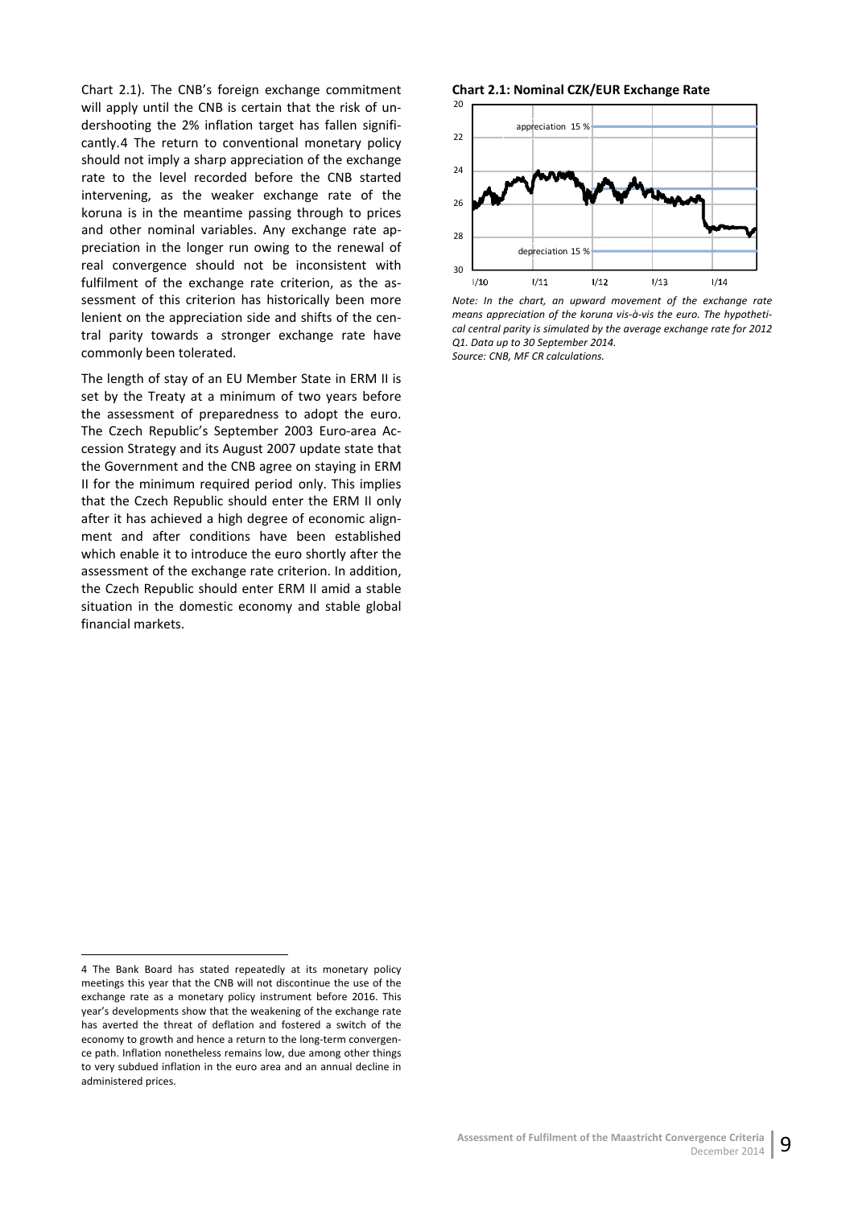Chart 2.1). The CNB's foreign exchange commitment will apply until the CNB is certain that the risk of undershooting the 2% inflation target has fallen significantly.[4] The return to conventional monetary policy should not imply a sharp appreciation of the exchange rate to the level recorded before the CNB started intervening, as the weaker exchange rate of the koruna is in the meantime passing through to prices and other nominal variables. Any exchange rate appreciation in the longer run owing to the renewal of real convergence should not be inconsistent with fulfilment of the exchange rate criterion, as the assessment of this criterion has historically been more lenient on the appreciation side and shifts of the central parity towards a stronger exchange rate have commonly been tolerated.

The length of stay of an EU Member State in ERM II is set by the Treaty at a minimum of two years before the assessment of preparedness to adopt the euro. The Czech Republic's September 2003 Euro-area Accession Strategy and its August 2007 update state that the Government and the CNB agree on staying in ERM II for the minimum required period only. This implies that the Czech Republic should enter the ERM II only after it has achieved a high degree of economic alignment and after conditions have been established which enable it to introduce the euro shortly after the assessment of the exchange rate criterion. In addition, the Czech Republic should enter ERM II amid a stable situation in the domestic economy and stable global financial markets.

**Chart 2.1: Nominal CZK/EUR Exchange Rate**

*Note: In the chart, an upward movement of the exchange rate means appreciation of the koruna vis-à-vis the euro. The hypothetical central parity is simulated by the average exchange rate for 2012 Q1. Data up to 30 September 2014.*
*Source: CNB, MF CR calculations.*

---

4 The Bank Board has stated repeatedly at its monetary policy meetings this year that the CNB will not discontinue the use of the exchange rate as a monetary policy instrument before 2016. This year's developments show that the weakening of the exchange rate has averted the threat of deflation and fostered a switch of the economy to growth and hence a return to the long-term convergence path. Inflation nonetheless remains low, due among other things to very subdued inflation in the euro area and an annual decline in administered prices.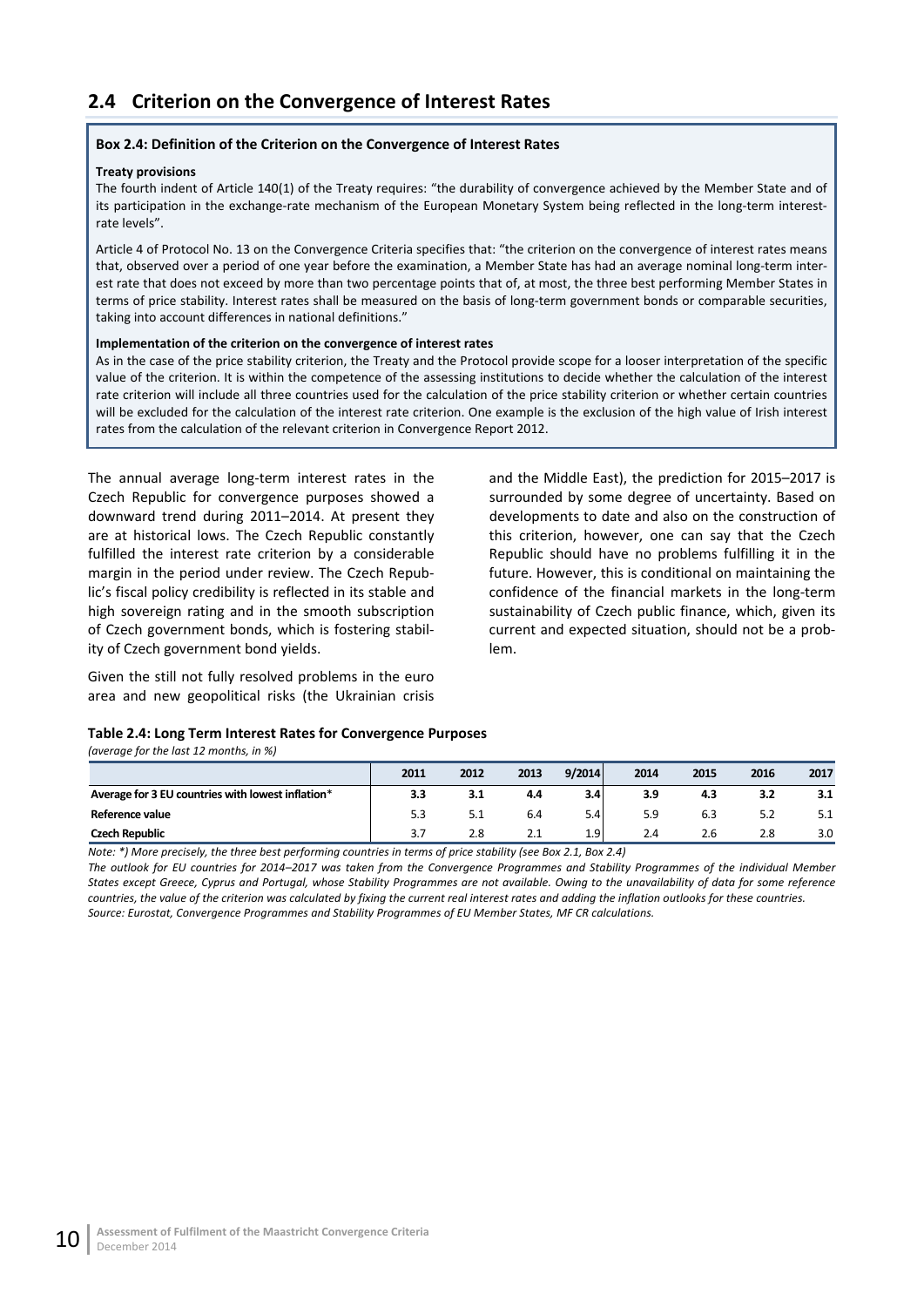## 2.4 Criterion on the Convergence of Interest Rates

**Box 2.4: Definition of the Criterion on the Convergence of Interest Rates**

**Treaty provisions**

The fourth indent of Article 140(1) of the Treaty requires: "the durability of convergence achieved by the Member State and of its participation in the exchange-rate mechanism of the European Monetary System being reflected in the long-term interest-rate levels".

Article 4 of Protocol No. 13 on the Convergence Criteria specifies that: "the criterion on the convergence of interest rates means that, observed over a period of one year before the examination, a Member State has had an average nominal long-term interest rate that does not exceed by more than two percentage points that of, at most, the three best performing Member States in terms of price stability. Interest rates shall be measured on the basis of long-term government bonds or comparable securities, taking into account differences in national definitions."

**Implementation of the criterion on the convergence of interest rates**

As in the case of the price stability criterion, the Treaty and the Protocol provide scope for a looser interpretation of the specific value of the criterion. It is within the competence of the assessing institutions to decide whether the calculation of the interest rate criterion will include all three countries used for the calculation of the price stability criterion or whether certain countries will be excluded for the calculation of the interest rate criterion. One example is the exclusion of the high value of Irish interest rates from the calculation of the relevant criterion in Convergence Report 2012.

The annual average long-term interest rates in the Czech Republic for convergence purposes showed a downward trend during 2011–2014. At present they are at historical lows. The Czech Republic constantly fulfilled the interest rate criterion by a considerable margin in the period under review. The Czech Republic's fiscal policy credibility is reflected in its stable and high sovereign rating and in the smooth subscription of Czech government bonds, which is fostering stability of Czech government bond yields.

Given the still not fully resolved problems in the euro area and new geopolitical risks (the Ukrainian crisis and the Middle East), the prediction for 2015–2017 is surrounded by some degree of uncertainty. Based on developments to date and also on the construction of this criterion, however, one can say that the Czech Republic should have no problems fulfilling it in the future. However, this is conditional on maintaining the confidence of the financial markets in the long-term sustainability of Czech public finance, which, given its current and expected situation, should not be a problem.

**Table 2.4: Long Term Interest Rates for Convergence Purposes**

*(average for the last 12 months, in %)*

| | 2011 | 2012 | 2013 | 9/2014 | 2014 | 2015 | 2016 | 2017 |
|---|---|---|---|---|---|---|---|---|
| **Average for 3 EU countries with lowest inflation*** | **3.3** | **3.1** | **4.4** | **3.4** | **3.9** | **4.3** | **3.2** | **3.1** |
| **Reference value** | 5.3 | 5.1 | 6.4 | 5.4 | 5.9 | 6.3 | 5.2 | 5.1 |
| **Czech Republic** | 3.7 | 2.8 | 2.1 | 1.9 | 2.4 | 2.6 | 2.8 | 3.0 |

*Note: *) More precisely, the three best performing countries in terms of price stability (see Box 2.1, Box 2.4)*

*The outlook for EU countries for 2014–2017 was taken from the Convergence Programmes and Stability Programmes of the individual Member States except Greece, Cyprus and Portugal, whose Stability Programmes are not available. Owing to the unavailability of data for some reference countries, the value of the criterion was calculated by fixing the current real interest rates and adding the inflation outlooks for these countries.*

*Source: Eurostat, Convergence Programmes and Stability Programmes of EU Member States, MF CR calculations.*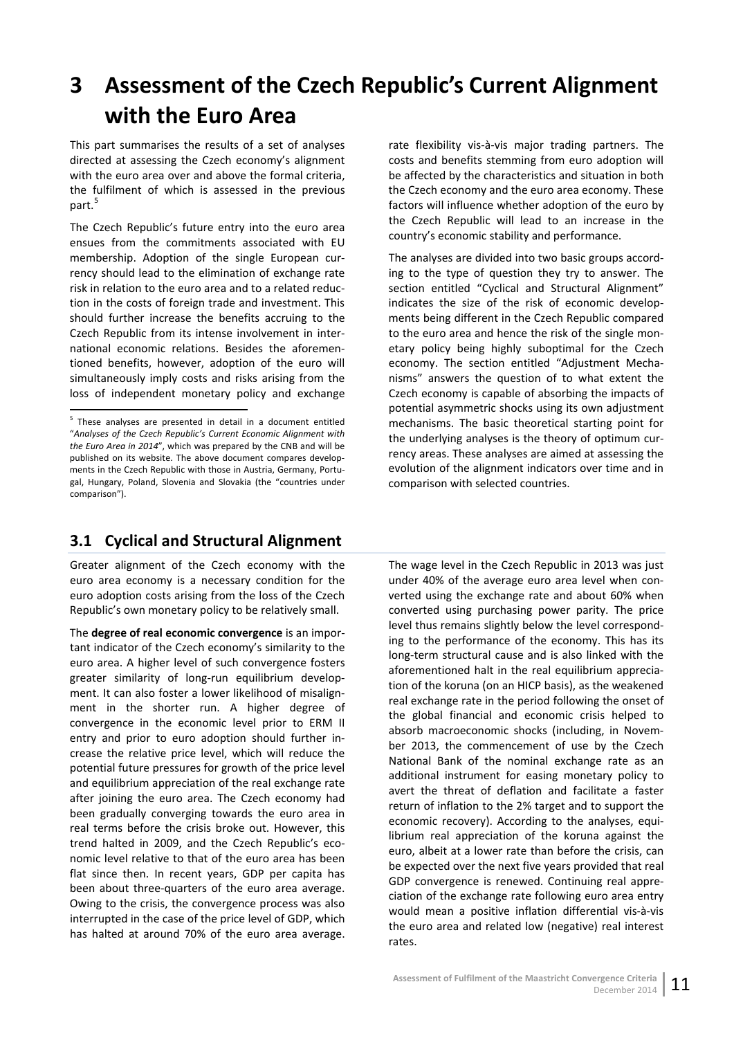# 3 Assessment of the Czech Republic's Current Alignment with the Euro Area

This part summarises the results of a set of analyses directed at assessing the Czech economy's alignment with the euro area over and above the formal criteria, the fulfilment of which is assessed in the previous part.[5]

The Czech Republic's future entry into the euro area ensues from the commitments associated with EU membership. Adoption of the single European currency should lead to the elimination of exchange rate risk in relation to the euro area and to a related reduction in the costs of foreign trade and investment. This should further increase the benefits accruing to the Czech Republic from its intense involvement in international economic relations. Besides the aforementioned benefits, however, adoption of the euro will simultaneously imply costs and risks arising from the loss of independent monetary policy and exchange rate flexibility vis-à-vis major trading partners. The costs and benefits stemming from euro adoption will be affected by the characteristics and situation in both the Czech economy and the euro area economy. These factors will influence whether adoption of the euro by the Czech Republic will lead to an increase in the country's economic stability and performance.

The analyses are divided into two basic groups according to the type of question they try to answer. The section entitled "Cyclical and Structural Alignment" indicates the size of the risk of economic developments being different in the Czech Republic compared to the euro area and hence the risk of the single monetary policy being highly suboptimal for the Czech economy. The section entitled "Adjustment Mechanisms" answers the question of to what extent the Czech economy is capable of absorbing the impacts of potential asymmetric shocks using its own adjustment mechanisms. The basic theoretical starting point for the underlying analyses is the theory of optimum currency areas. These analyses are aimed at assessing the evolution of the alignment indicators over time and in comparison with selected countries.

[5] These analyses are presented in detail in a document entitled "*Analyses of the Czech Republic's Current Economic Alignment with the Euro Area in 2014*", which was prepared by the CNB and will be published on its website. The above document compares developments in the Czech Republic with those in Austria, Germany, Portugal, Hungary, Poland, Slovenia and Slovakia (the "countries under comparison").

## 3.1 Cyclical and Structural Alignment

Greater alignment of the Czech economy with the euro area economy is a necessary condition for the euro adoption costs arising from the loss of the Czech Republic's own monetary policy to be relatively small.

The **degree of real economic convergence** is an important indicator of the Czech economy's similarity to the euro area. A higher level of such convergence fosters greater similarity of long-run equilibrium development. It can also foster a lower likelihood of misalignment in the shorter run. A higher degree of convergence in the economic level prior to ERM II entry and prior to euro adoption should further increase the relative price level, which will reduce the potential future pressures for growth of the price level and equilibrium appreciation of the real exchange rate after joining the euro area. The Czech economy had been gradually converging towards the euro area in real terms before the crisis broke out. However, this trend halted in 2009, and the Czech Republic's economic level relative to that of the euro area has been flat since then. In recent years, GDP per capita has been about three-quarters of the euro area average. Owing to the crisis, the convergence process was also interrupted in the case of the price level of GDP, which has halted at around 70% of the euro area average. The wage level in the Czech Republic in 2013 was just under 40% of the average euro area level when converted using the exchange rate and about 60% when converted using purchasing power parity. The price level thus remains slightly below the level corresponding to the performance of the economy. This has its long-term structural cause and is also linked with the aforementioned halt in the real equilibrium appreciation of the koruna (on an HICP basis), as the weakened real exchange rate in the period following the onset of the global financial and economic crisis helped to absorb macroeconomic shocks (including, in November 2013, the commencement of use by the Czech National Bank of the nominal exchange rate as an additional instrument for easing monetary policy to avert the threat of deflation and facilitate a faster return of inflation to the 2% target and to support the economic recovery). According to the analyses, equilibrium real appreciation of the koruna against the euro, albeit at a lower rate than before the crisis, can be expected over the next five years provided that real GDP convergence is renewed. Continuing real appreciation of the exchange rate following euro area entry would mean a positive inflation differential vis-à-vis the euro area and related low (negative) real interest rates.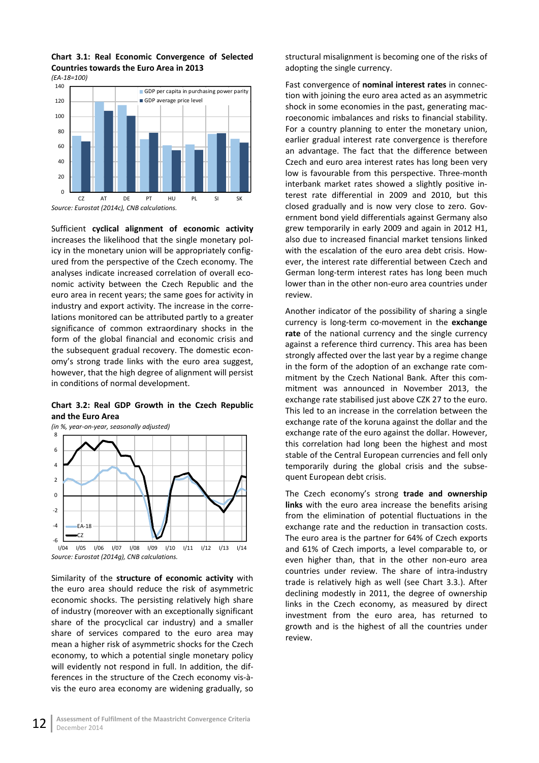**Chart 3.1: Real Economic Convergence of Selected Countries towards the Euro Area in 2013**

*(EA-18=100)*

*Source: Eurostat (2014c), CNB calculations.*

Sufficient **cyclical alignment of economic activity** increases the likelihood that the single monetary policy in the monetary union will be appropriately configured from the perspective of the Czech economy. The analyses indicate increased correlation of overall economic activity between the Czech Republic and the euro area in recent years; the same goes for activity in industry and export activity. The increase in the correlations monitored can be attributed partly to a greater significance of common extraordinary shocks in the form of the global financial and economic crisis and the subsequent gradual recovery. The domestic economy's strong trade links with the euro area suggest, however, that the high degree of alignment will persist in conditions of normal development.

**Chart 3.2: Real GDP Growth in the Czech Republic and the Euro Area**

*(in %, year-on-year, seasonally adjusted)*

*Source: Eurostat (2014g), CNB calculations.*

Similarity of the **structure of economic activity** with the euro area should reduce the risk of asymmetric economic shocks. The persisting relatively high share of industry (moreover with an exceptionally significant share of the procyclical car industry) and a smaller share of services compared to the euro area may mean a higher risk of asymmetric shocks for the Czech economy, to which a potential single monetary policy will evidently not respond in full. In addition, the differences in the structure of the Czech economy vis-à-vis the euro area economy are widening gradually, so structural misalignment is becoming one of the risks of adopting the single currency.

Fast convergence of **nominal interest rates** in connection with joining the euro area acted as an asymmetric shock in some economies in the past, generating macroeconomic imbalances and risks to financial stability. For a country planning to enter the monetary union, earlier gradual interest rate convergence is therefore an advantage. The fact that the difference between Czech and euro area interest rates has long been very low is favourable from this perspective. Three-month interbank market rates showed a slightly positive interest rate differential in 2009 and 2010, but this closed gradually and is now very close to zero. Government bond yield differentials against Germany also grew temporarily in early 2009 and again in 2012 H1, also due to increased financial market tensions linked with the escalation of the euro area debt crisis. However, the interest rate differential between Czech and German long-term interest rates has long been much lower than in the other non-euro area countries under review.

Another indicator of the possibility of sharing a single currency is long-term co-movement in the **exchange rate** of the national currency and the single currency against a reference third currency. This area has been strongly affected over the last year by a regime change in the form of the adoption of an exchange rate commitment by the Czech National Bank. After this commitment was announced in November 2013, the exchange rate stabilised just above CZK 27 to the euro. This led to an increase in the correlation between the exchange rate of the koruna against the dollar and the exchange rate of the euro against the dollar. However, this correlation had long been the highest and most stable of the Central European currencies and fell only temporarily during the global crisis and the subsequent European debt crisis.

The Czech economy's strong **trade and ownership links** with the euro area increase the benefits arising from the elimination of potential fluctuations in the exchange rate and the reduction in transaction costs. The euro area is the partner for 64% of Czech exports and 61% of Czech imports, a level comparable to, or even higher than, that in the other non-euro area countries under review. The share of intra-industry trade is relatively high as well (see Chart 3.3.). After declining modestly in 2011, the degree of ownership links in the Czech economy, as measured by direct investment from the euro area, has returned to growth and is the highest of all the countries under review.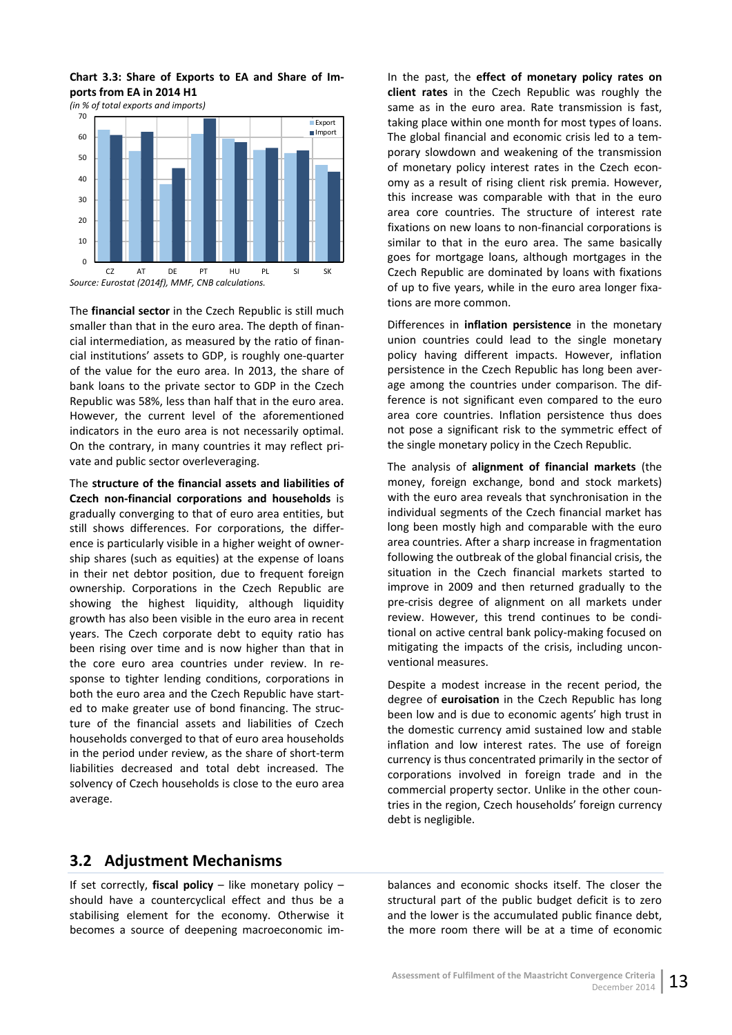**Chart 3.3: Share of Exports to EA and Share of Imports from EA in 2014 H1**

*(in % of total exports and imports)*

*Source: Eurostat (2014f), MMF, CNB calculations.*

The **financial sector** in the Czech Republic is still much smaller than that in the euro area. The depth of financial intermediation, as measured by the ratio of financial institutions' assets to GDP, is roughly one-quarter of the value for the euro area. In 2013, the share of bank loans to the private sector to GDP in the Czech Republic was 58%, less than half that in the euro area. However, the current level of the aforementioned indicators in the euro area is not necessarily optimal. On the contrary, in many countries it may reflect private and public sector overleveraging.

The **structure of the financial assets and liabilities of Czech non-financial corporations and households** is gradually converging to that of euro area entities, but still shows differences. For corporations, the difference is particularly visible in a higher weight of ownership shares (such as equities) at the expense of loans in their net debtor position, due to frequent foreign ownership. Corporations in the Czech Republic are showing the highest liquidity, although liquidity growth has also been visible in the euro area in recent years. The Czech corporate debt to equity ratio has been rising over time and is now higher than that in the core euro area countries under review. In response to tighter lending conditions, corporations in both the euro area and the Czech Republic have started to make greater use of bond financing. The structure of the financial assets and liabilities of Czech households converged to that of euro area households in the period under review, as the share of short-term liabilities decreased and total debt increased. The solvency of Czech households is close to the euro area average.

In the past, the **effect of monetary policy rates on client rates** in the Czech Republic was roughly the same as in the euro area. Rate transmission is fast, taking place within one month for most types of loans. The global financial and economic crisis led to a temporary slowdown and weakening of the transmission of monetary policy interest rates in the Czech economy as a result of rising client risk premia. However, this increase was comparable with that in the euro area core countries. The structure of interest rate fixations on new loans to non-financial corporations is similar to that in the euro area. The same basically goes for mortgage loans, although mortgages in the Czech Republic are dominated by loans with fixations of up to five years, while in the euro area longer fixations are more common.

Differences in **inflation persistence** in the monetary union countries could lead to the single monetary policy having different impacts. However, inflation persistence in the Czech Republic has long been average among the countries under comparison. The difference is not significant even compared to the euro area core countries. Inflation persistence thus does not pose a significant risk to the symmetric effect of the single monetary policy in the Czech Republic.

The analysis of **alignment of financial markets** (the money, foreign exchange, bond and stock markets) with the euro area reveals that synchronisation in the individual segments of the Czech financial market has long been mostly high and comparable with the euro area countries. After a sharp increase in fragmentation following the outbreak of the global financial crisis, the situation in the Czech financial markets started to improve in 2009 and then returned gradually to the pre-crisis degree of alignment on all markets under review. However, this trend continues to be conditional on active central bank policy-making focused on mitigating the impacts of the crisis, including unconventional measures.

Despite a modest increase in the recent period, the degree of **euroisation** in the Czech Republic has long been low and is due to economic agents' high trust in the domestic currency amid sustained low and stable inflation and low interest rates. The use of foreign currency is thus concentrated primarily in the sector of corporations involved in foreign trade and in the commercial property sector. Unlike in the other countries in the region, Czech households' foreign currency debt is negligible.

## 3.2 Adjustment Mechanisms

If set correctly, **fiscal policy** – like monetary policy – should have a countercyclical effect and thus be a stabilising element for the economy. Otherwise it becomes a source of deepening macroeconomic imbalances and economic shocks itself. The closer the structural part of the public budget deficit is to zero and the lower is the accumulated public finance debt, the more room there will be at a time of economic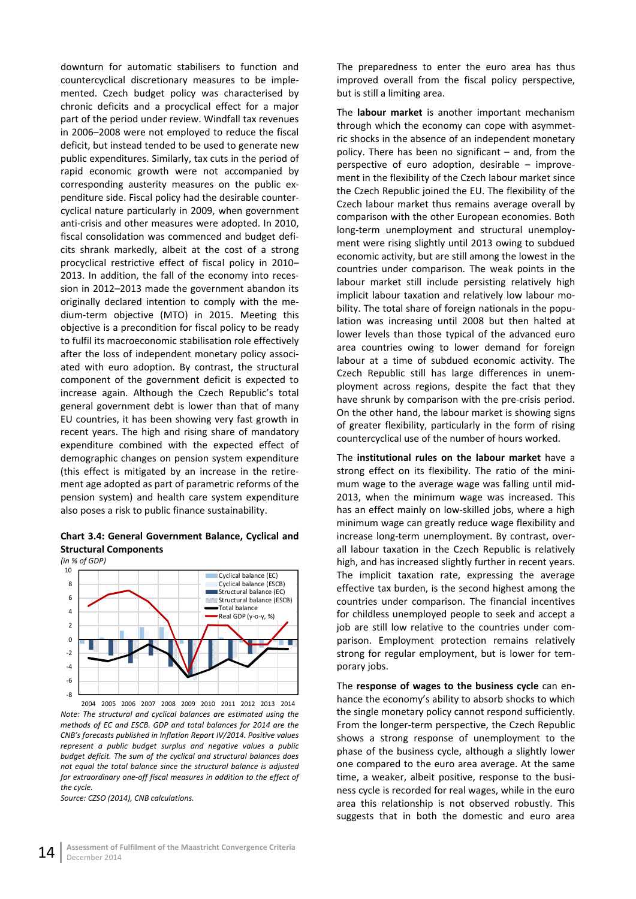downturn for automatic stabilisers to function and countercyclical discretionary measures to be implemented. Czech budget policy was characterised by chronic deficits and a procyclical effect for a major part of the period under review. Windfall tax revenues in 2006–2008 were not employed to reduce the fiscal deficit, but instead tended to be used to generate new public expenditures. Similarly, tax cuts in the period of rapid economic growth were not accompanied by corresponding austerity measures on the public expenditure side. Fiscal policy had the desirable countercyclical nature particularly in 2009, when government anti-crisis and other measures were adopted. In 2010, fiscal consolidation was commenced and budget deficits shrank markedly, albeit at the cost of a strong procyclical restrictive effect of fiscal policy in 2010–2013. In addition, the fall of the economy into recession in 2012–2013 made the government abandon its originally declared intention to comply with the medium-term objective (MTO) in 2015. Meeting this objective is a precondition for fiscal policy to be ready to fulfil its macroeconomic stabilisation role effectively after the loss of independent monetary policy associated with euro adoption. By contrast, the structural component of the government deficit is expected to increase again. Although the Czech Republic's total general government debt is lower than that of many EU countries, it has been showing very fast growth in recent years. The high and rising share of mandatory expenditure combined with the expected effect of demographic changes on pension system expenditure (this effect is mitigated by an increase in the retirement age adopted as part of parametric reforms of the pension system) and health care system expenditure also poses a risk to public finance sustainability.

**Chart 3.4: General Government Balance, Cyclical and Structural Components**

*(in % of GDP)*

*Note: The structural and cyclical balances are estimated using the methods of EC and ESCB. GDP and total balances for 2014 are the CNB's forecasts published in Inflation Report IV/2014. Positive values represent a public budget surplus and negative values a public budget deficit. The sum of the cyclical and structural balances does not equal the total balance since the structural balance is adjusted for extraordinary one-off fiscal measures in addition to the effect of the cycle.*

*Source: CZSO (2014), CNB calculations.*

The preparedness to enter the euro area has thus improved overall from the fiscal policy perspective, but is still a limiting area.

The **labour market** is another important mechanism through which the economy can cope with asymmetric shocks in the absence of an independent monetary policy. There has been no significant – and, from the perspective of euro adoption, desirable – improvement in the flexibility of the Czech labour market since the Czech Republic joined the EU. The flexibility of the Czech labour market thus remains average overall by comparison with the other European economies. Both long-term unemployment and structural unemployment were rising slightly until 2013 owing to subdued economic activity, but are still among the lowest in the countries under comparison. The weak points in the labour market still include persisting relatively high implicit labour taxation and relatively low labour mobility. The total share of foreign nationals in the population was increasing until 2008 but then halted at lower levels than those typical of the advanced euro area countries owing to lower demand for foreign labour at a time of subdued economic activity. The Czech Republic still has large differences in unemployment across regions, despite the fact that they have shrunk by comparison with the pre-crisis period. On the other hand, the labour market is showing signs of greater flexibility, particularly in the form of rising countercyclical use of the number of hours worked.

The **institutional rules on the labour market** have a strong effect on its flexibility. The ratio of the minimum wage to the average wage was falling until mid-2013, when the minimum wage was increased. This has an effect mainly on low-skilled jobs, where a high minimum wage can greatly reduce wage flexibility and increase long-term unemployment. By contrast, overall labour taxation in the Czech Republic is relatively high, and has increased slightly further in recent years. The implicit taxation rate, expressing the average effective tax burden, is the second highest among the countries under comparison. The financial incentives for childless unemployed people to seek and accept a job are still low relative to the countries under comparison. Employment protection remains relatively strong for regular employment, but is lower for temporary jobs.

The **response of wages to the business cycle** can enhance the economy's ability to absorb shocks to which the single monetary policy cannot respond sufficiently. From the longer-term perspective, the Czech Republic shows a strong response of unemployment to the phase of the business cycle, although a slightly lower one compared to the euro area average. At the same time, a weaker, albeit positive, response to the business cycle is recorded for real wages, while in the euro area this relationship is not observed robustly. This suggests that in both the domestic and euro area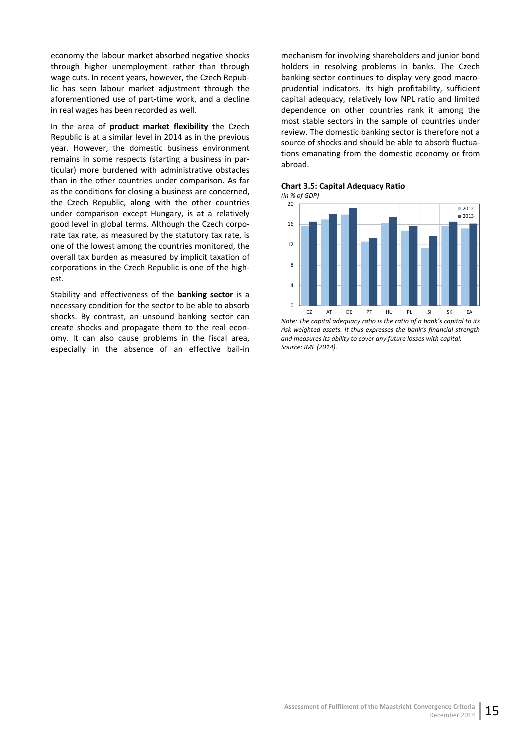economy the labour market absorbed negative shocks through higher unemployment rather than through wage cuts. In recent years, however, the Czech Republic has seen labour market adjustment through the aforementioned use of part-time work, and a decline in real wages has been recorded as well.

In the area of **product market flexibility** the Czech Republic is at a similar level in 2014 as in the previous year. However, the domestic business environment remains in some respects (starting a business in particular) more burdened with administrative obstacles than in the other countries under comparison. As far as the conditions for closing a business are concerned, the Czech Republic, along with the other countries under comparison except Hungary, is at a relatively good level in global terms. Although the Czech corporate tax rate, as measured by the statutory tax rate, is one of the lowest among the countries monitored, the overall tax burden as measured by implicit taxation of corporations in the Czech Republic is one of the highest.

Stability and effectiveness of the **banking sector** is a necessary condition for the sector to be able to absorb shocks. By contrast, an unsound banking sector can create shocks and propagate them to the real economy. It can also cause problems in the fiscal area, especially in the absence of an effective bail-in mechanism for involving shareholders and junior bond holders in resolving problems in banks. The Czech banking sector continues to display very good macroprudential indicators. Its high profitability, sufficient capital adequacy, relatively low NPL ratio and limited dependence on other countries rank it among the most stable sectors in the sample of countries under review. The domestic banking sector is therefore not a source of shocks and should be able to absorb fluctuations emanating from the domestic economy or from abroad.

**Chart 3.5: Capital Adequacy Ratio**

*(in % of GDP)*

*Note: The capital adequacy ratio is the ratio of a bank's capital to its risk-weighted assets. It thus expresses the bank's financial strength and measures its ability to cover any future losses with capital.*
*Source: IMF (2014).*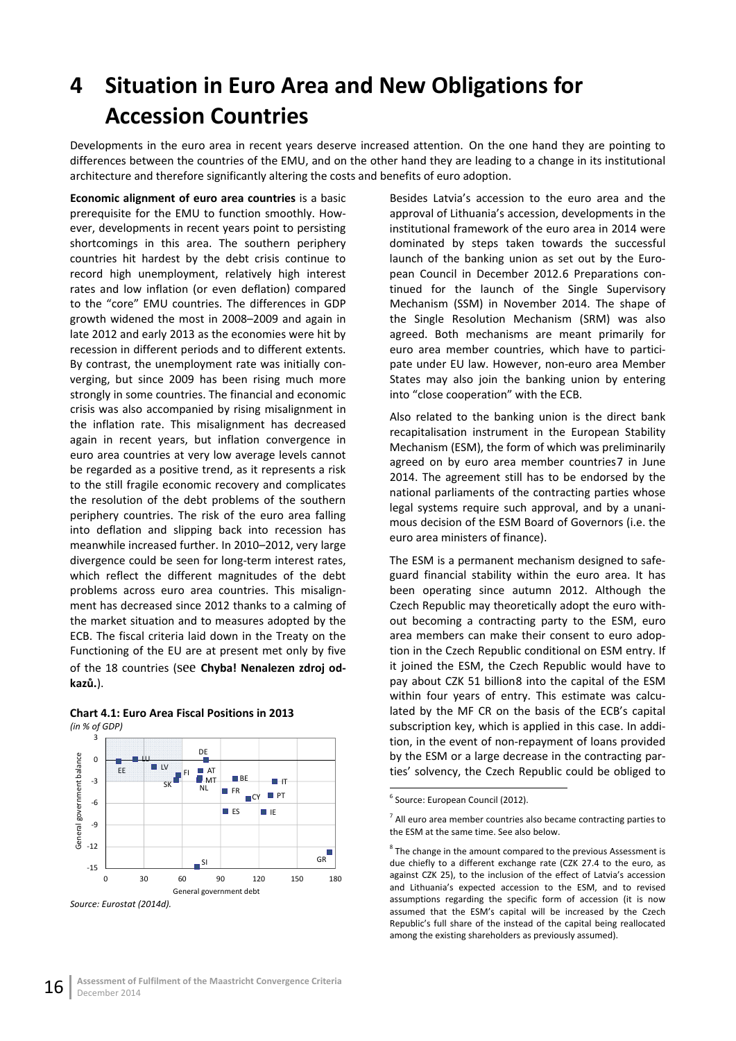# 4 Situation in Euro Area and New Obligations for Accession Countries

Developments in the euro area in recent years deserve increased attention. On the one hand they are pointing to differences between the countries of the EMU, and on the other hand they are leading to a change in its institutional architecture and therefore significantly altering the costs and benefits of euro adoption.

**Economic alignment of euro area countries** is a basic prerequisite for the EMU to function smoothly. However, developments in recent years point to persisting shortcomings in this area. The southern periphery countries hit hardest by the debt crisis continue to record high unemployment, relatively high interest rates and low inflation (or even deflation) compared to the "core" EMU countries. The differences in GDP growth widened the most in 2008–2009 and again in late 2012 and early 2013 as the economies were hit by recession in different periods and to different extents. By contrast, the unemployment rate was initially converging, but since 2009 has been rising much more strongly in some countries. The financial and economic crisis was also accompanied by rising misalignment in the inflation rate. This misalignment has decreased again in recent years, but inflation convergence in euro area countries at very low average levels cannot be regarded as a positive trend, as it represents a risk to the still fragile economic recovery and complicates the resolution of the debt problems of the southern periphery countries. The risk of the euro area falling into deflation and slipping back into recession has meanwhile increased further. In 2010–2012, very large divergence could be seen for long-term interest rates, which reflect the different magnitudes of the debt problems across euro area countries. This misalignment has decreased since 2012 thanks to a calming of the market situation and to measures adopted by the ECB. The fiscal criteria laid down in the Treaty on the Functioning of the EU are at present met only by five of the 18 countries (see **Chyba! Nenalezen zdroj odkazů.**).

**Chart 4.1: Euro Area Fiscal Positions in 2013**
*(in % of GDP)*

*Source: Eurostat (2014d).*

Besides Latvia's accession to the euro area and the approval of Lithuania's accession, developments in the institutional framework of the euro area in 2014 were dominated by steps taken towards the successful launch of the banking union as set out by the European Council in December 2012.[6] Preparations continued for the launch of the Single Supervisory Mechanism (SSM) in November 2014. The shape of the Single Resolution Mechanism (SRM) was also agreed. Both mechanisms are meant primarily for euro area member countries, which have to participate under EU law. However, non-euro area Member States may also join the banking union by entering into "close cooperation" with the ECB.

Also related to the banking union is the direct bank recapitalisation instrument in the European Stability Mechanism (ESM), the form of which was preliminarily agreed on by euro area member countries[7] in June 2014. The agreement still has to be endorsed by the national parliaments of the contracting parties whose legal systems require such approval, and by a unanimous decision of the ESM Board of Governors (i.e. the euro area ministers of finance).

The ESM is a permanent mechanism designed to safeguard financial stability within the euro area. It has been operating since autumn 2012. Although the Czech Republic may theoretically adopt the euro without becoming a contracting party to the ESM, euro area members can make their consent to euro adoption in the Czech Republic conditional on ESM entry. If it joined the ESM, the Czech Republic would have to pay about CZK 51 billion[8] into the capital of the ESM within four years of entry. This estimate was calculated by the MF CR on the basis of the ECB's capital subscription key, which is applied in this case. In addition, in the event of non-repayment of loans provided by the ESM or a large decrease in the contracting parties' solvency, the Czech Republic could be obliged to

---

[6] Source: European Council (2012).

[7] All euro area member countries also became contracting parties to the ESM at the same time. See also below.

[8] The change in the amount compared to the previous Assessment is due chiefly to a different exchange rate (CZK 27.4 to the euro, as against CZK 25), to the inclusion of the effect of Latvia's accession and Lithuania's expected accession to the ESM, and to revised assumptions regarding the specific form of accession (it is now assumed that the ESM's capital will be increased by the Czech Republic's full share of the instead of the capital being reallocated among the existing shareholders as previously assumed).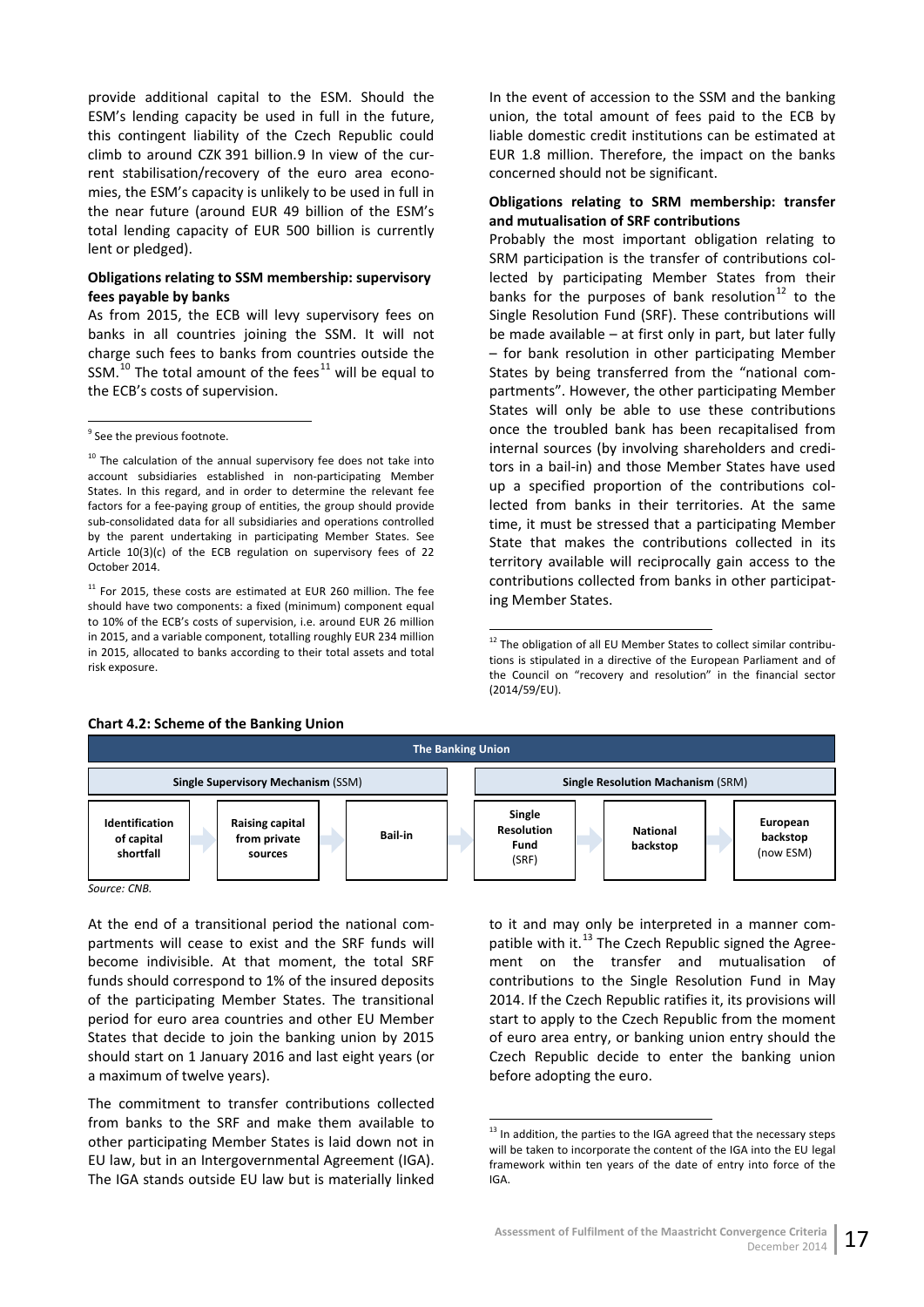provide additional capital to the ESM. Should the ESM's lending capacity be used in full in the future, this contingent liability of the Czech Republic could climb to around CZK 391 billion.9 In view of the current stabilisation/recovery of the euro area economies, the ESM's capacity is unlikely to be used in full in the near future (around EUR 49 billion of the ESM's total lending capacity of EUR 500 billion is currently lent or pledged).

**Obligations relating to SSM membership: supervisory fees payable by banks**

As from 2015, the ECB will levy supervisory fees on banks in all countries joining the SSM. It will not charge such fees to banks from countries outside the SSM.[10] The total amount of the fees[11] will be equal to the ECB's costs of supervision.

In the event of accession to the SSM and the banking union, the total amount of fees paid to the ECB by liable domestic credit institutions can be estimated at EUR 1.8 million. Therefore, the impact on the banks concerned should not be significant.

**Obligations relating to SRM membership: transfer and mutualisation of SRF contributions**

Probably the most important obligation relating to SRM participation is the transfer of contributions collected by participating Member States from their banks for the purposes of bank resolution[12] to the Single Resolution Fund (SRF). These contributions will be made available – at first only in part, but later fully – for bank resolution in other participating Member States by being transferred from the "national compartments". However, the other participating Member States will only be able to use these contributions once the troubled bank has been recapitalised from internal sources (by involving shareholders and creditors in a bail-in) and those Member States have used up a specified proportion of the contributions collected from banks in their territories. At the same time, it must be stressed that a participating Member State that makes the contributions collected in its territory available will reciprocally gain access to the contributions collected from banks in other participating Member States.

[9] See the previous footnote.

[10] The calculation of the annual supervisory fee does not take into account subsidiaries established in non-participating Member States. In this regard, and in order to determine the relevant fee factors for a fee-paying group of entities, the group should provide sub-consolidated data for all subsidiaries and operations controlled by the parent undertaking in participating Member States. See Article 10(3)(c) of the ECB regulation on supervisory fees of 22 October 2014.

[11] For 2015, these costs are estimated at EUR 260 million. The fee should have two components: a fixed (minimum) component equal to 10% of the ECB's costs of supervision, i.e. around EUR 26 million in 2015, and a variable component, totalling roughly EUR 234 million in 2015, allocated to banks according to their total assets and total risk exposure.

[12] The obligation of all EU Member States to collect similar contributions is stipulated in a directive of the European Parliament and of the Council on "recovery and resolution" in the financial sector (2014/59/EU).

**Chart 4.2: Scheme of the Banking Union**

| The Banking Union | | | | | |
|---|---|---|---|---|---|
| Single Supervisory Mechanism (SSM) | | | Single Resolution Machanism (SRM) | | |
| Identification of capital shortfall | Raising capital from private sources | Bail-in | Single Resolution Fund (SRF) | National backstop | European backstop (now ESM) |

*Source: CNB.*

At the end of a transitional period the national compartments will cease to exist and the SRF funds will become indivisible. At that moment, the total SRF funds should correspond to 1% of the insured deposits of the participating Member States. The transitional period for euro area countries and other EU Member States that decide to join the banking union by 2015 should start on 1 January 2016 and last eight years (or a maximum of twelve years).

The commitment to transfer contributions collected from banks to the SRF and make them available to other participating Member States is laid down not in EU law, but in an Intergovernmental Agreement (IGA). The IGA stands outside EU law but is materially linked to it and may only be interpreted in a manner compatible with it.[13] The Czech Republic signed the Agreement on the transfer and mutualisation of contributions to the Single Resolution Fund in May 2014. If the Czech Republic ratifies it, its provisions will start to apply to the Czech Republic from the moment of euro area entry, or banking union entry should the Czech Republic decide to enter the banking union before adopting the euro.

[13] In addition, the parties to the IGA agreed that the necessary steps will be taken to incorporate the content of the IGA into the EU legal framework within ten years of the date of entry into force of the IGA.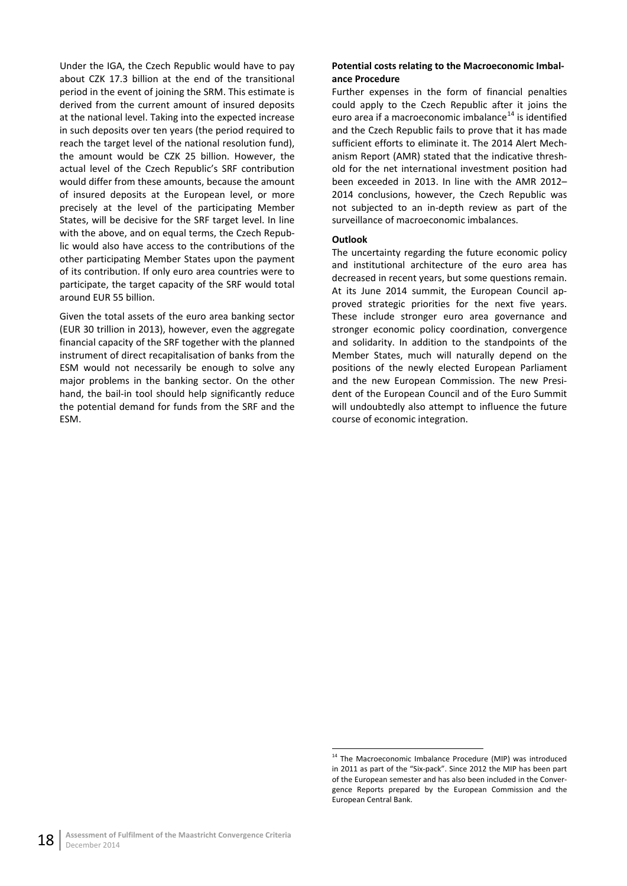Under the IGA, the Czech Republic would have to pay about CZK 17.3 billion at the end of the transitional period in the event of joining the SRM. This estimate is derived from the current amount of insured deposits at the national level. Taking into the expected increase in such deposits over ten years (the period required to reach the target level of the national resolution fund), the amount would be CZK 25 billion. However, the actual level of the Czech Republic's SRF contribution would differ from these amounts, because the amount of insured deposits at the European level, or more precisely at the level of the participating Member States, will be decisive for the SRF target level. In line with the above, and on equal terms, the Czech Republic would also have access to the contributions of the other participating Member States upon the payment of its contribution. If only euro area countries were to participate, the target capacity of the SRF would total around EUR 55 billion.

Given the total assets of the euro area banking sector (EUR 30 trillion in 2013), however, even the aggregate financial capacity of the SRF together with the planned instrument of direct recapitalisation of banks from the ESM would not necessarily be enough to solve any major problems in the banking sector. On the other hand, the bail-in tool should help significantly reduce the potential demand for funds from the SRF and the ESM.

**Potential costs relating to the Macroeconomic Imbalance Procedure**

Further expenses in the form of financial penalties could apply to the Czech Republic after it joins the euro area if a macroeconomic imbalance[14] is identified and the Czech Republic fails to prove that it has made sufficient efforts to eliminate it. The 2014 Alert Mechanism Report (AMR) stated that the indicative threshold for the net international investment position had been exceeded in 2013. In line with the AMR 2012–2014 conclusions, however, the Czech Republic was not subjected to an in-depth review as part of the surveillance of macroeconomic imbalances.

**Outlook**

The uncertainty regarding the future economic policy and institutional architecture of the euro area has decreased in recent years, but some questions remain. At its June 2014 summit, the European Council approved strategic priorities for the next five years. These include stronger euro area governance and stronger economic policy coordination, convergence and solidarity. In addition to the standpoints of the Member States, much will naturally depend on the positions of the newly elected European Parliament and the new European Commission. The new President of the European Council and of the Euro Summit will undoubtedly also attempt to influence the future course of economic integration.

---

[14] The Macroeconomic Imbalance Procedure (MIP) was introduced in 2011 as part of the "Six-pack". Since 2012 the MIP has been part of the European semester and has also been included in the Convergence Reports prepared by the European Commission and the European Central Bank.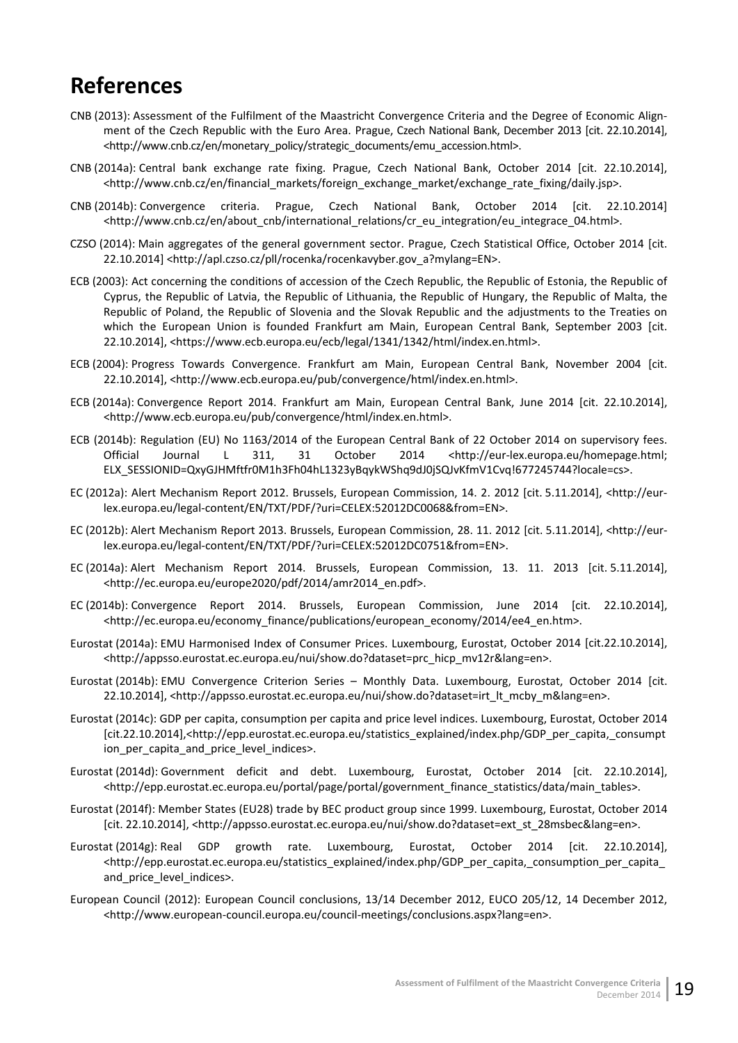# References

CNB (2013): Assessment of the Fulfilment of the Maastricht Convergence Criteria and the Degree of Economic Alignment of the Czech Republic with the Euro Area. Prague, Czech National Bank, December 2013 [cit. 22.10.2014], <http://www.cnb.cz/en/monetary_policy/strategic_documents/emu_accession.html>.

CNB (2014a): Central bank exchange rate fixing. Prague, Czech National Bank, October 2014 [cit. 22.10.2014], <http://www.cnb.cz/en/financial_markets/foreign_exchange_market/exchange_rate_fixing/daily.jsp>.

CNB (2014b): Convergence criteria. Prague, Czech National Bank, October 2014 [cit. 22.10.2014] <http://www.cnb.cz/en/about_cnb/international_relations/cr_eu_integration/eu_integrace_04.html>.

CZSO (2014): Main aggregates of the general government sector. Prague, Czech Statistical Office, October 2014 [cit. 22.10.2014] <http://apl.czso.cz/pll/rocenka/rocenkavyber.gov_a?mylang=EN>.

ECB (2003): Act concerning the conditions of accession of the Czech Republic, the Republic of Estonia, the Republic of Cyprus, the Republic of Latvia, the Republic of Lithuania, the Republic of Hungary, the Republic of Malta, the Republic of Poland, the Republic of Slovenia and the Slovak Republic and the adjustments to the Treaties on which the European Union is founded Frankfurt am Main, European Central Bank, September 2003 [cit. 22.10.2014], <https://www.ecb.europa.eu/ecb/legal/1341/1342/html/index.en.html>.

ECB (2004): Progress Towards Convergence. Frankfurt am Main, European Central Bank, November 2004 [cit. 22.10.2014], <http://www.ecb.europa.eu/pub/convergence/html/index.en.html>.

ECB (2014a): Convergence Report 2014. Frankfurt am Main, European Central Bank, June 2014 [cit. 22.10.2014], <http://www.ecb.europa.eu/pub/convergence/html/index.en.html>.

ECB (2014b): Regulation (EU) No 1163/2014 of the European Central Bank of 22 October 2014 on supervisory fees. Official Journal L 311, 31 October 2014 <http://eur-lex.europa.eu/homepage.html; ELX_SESSIONID=QxyGJHMftfr0M1h3Fh04hL1323yBqykWShq9dJ0jSQJvKfmV1Cvq!677245744?locale=cs>.

EC (2012a): Alert Mechanism Report 2012. Brussels, European Commission, 14. 2. 2012 [cit. 5.11.2014], <http://eur-lex.europa.eu/legal-content/EN/TXT/PDF/?uri=CELEX:52012DC0068&from=EN>.

EC (2012b): Alert Mechanism Report 2013. Brussels, European Commission, 28. 11. 2012 [cit. 5.11.2014], <http://eur-lex.europa.eu/legal-content/EN/TXT/PDF/?uri=CELEX:52012DC0751&from=EN>.

EC (2014a): Alert Mechanism Report 2014. Brussels, European Commission, 13. 11. 2013 [cit. 5.11.2014], <http://ec.europa.eu/europe2020/pdf/2014/amr2014_en.pdf>.

EC (2014b): Convergence Report 2014. Brussels, European Commission, June 2014 [cit. 22.10.2014], <http://ec.europa.eu/economy_finance/publications/european_economy/2014/ee4_en.htm>.

Eurostat (2014a): EMU Harmonised Index of Consumer Prices. Luxembourg, Eurostat, October 2014 [cit.22.10.2014], <http://appsso.eurostat.ec.europa.eu/nui/show.do?dataset=prc_hicp_mv12r&lang=en>.

Eurostat (2014b): EMU Convergence Criterion Series – Monthly Data. Luxembourg, Eurostat, October 2014 [cit. 22.10.2014], <http://appsso.eurostat.ec.europa.eu/nui/show.do?dataset=irt_lt_mcby_m&lang=en>.

Eurostat (2014c): GDP per capita, consumption per capita and price level indices. Luxembourg, Eurostat, October 2014 [cit.22.10.2014],<http://epp.eurostat.ec.europa.eu/statistics_explained/index.php/GDP_per_capita,_consumption_per_capita_and_price_level_indices>.

Eurostat (2014d): Government deficit and debt. Luxembourg, Eurostat, October 2014 [cit. 22.10.2014], <http://epp.eurostat.ec.europa.eu/portal/page/portal/government_finance_statistics/data/main_tables>.

Eurostat (2014f): Member States (EU28) trade by BEC product group since 1999. Luxembourg, Eurostat, October 2014 [cit. 22.10.2014], <http://appsso.eurostat.ec.europa.eu/nui/show.do?dataset=ext_st_28msbec&lang=en>.

Eurostat (2014g): Real GDP growth rate. Luxembourg, Eurostat, October 2014 [cit. 22.10.2014], <http://epp.eurostat.ec.europa.eu/statistics_explained/index.php/GDP_per_capita,_consumption_per_capita_and_price_level_indices>.

European Council (2012): European Council conclusions, 13/14 December 2012, EUCO 205/12, 14 December 2012, <http://www.european-council.europa.eu/council-meetings/conclusions.aspx?lang=en>.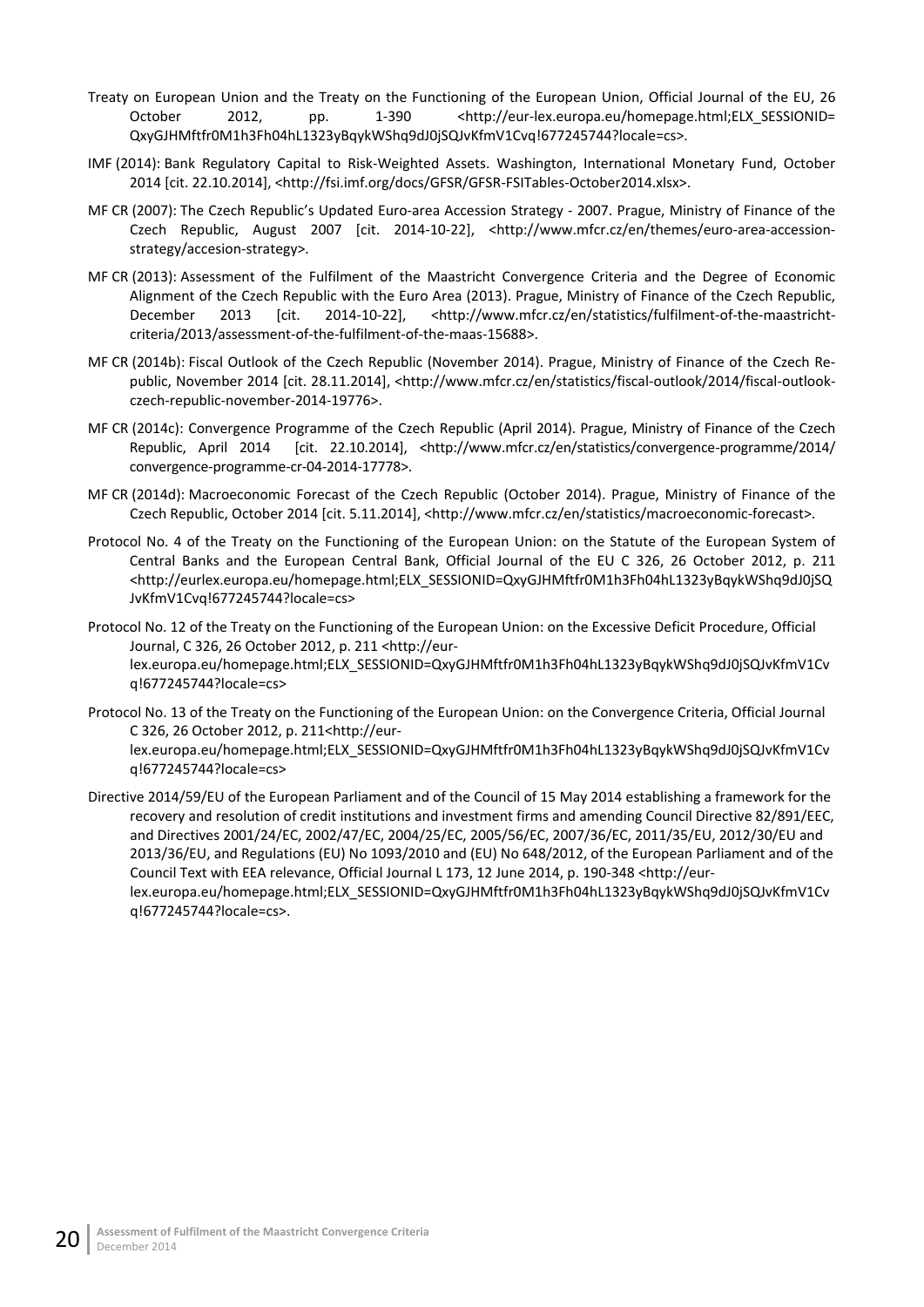Treaty on European Union and the Treaty on the Functioning of the European Union, Official Journal of the EU, 26 October 2012, pp. 1-390 <http://eur-lex.europa.eu/homepage.html;ELX_SESSIONID=QxyGJHMftfr0M1h3Fh04hL1323yBqykWShq9dJ0jSQJvKfmV1Cvq!677245744?locale=cs>.

IMF (2014): Bank Regulatory Capital to Risk-Weighted Assets. Washington, International Monetary Fund, October 2014 [cit. 22.10.2014], <http://fsi.imf.org/docs/GFSR/GFSR-FSITables-October2014.xlsx>.

MF CR (2007): The Czech Republic's Updated Euro-area Accession Strategy - 2007. Prague, Ministry of Finance of the Czech Republic, August 2007 [cit. 2014-10-22], <http://www.mfcr.cz/en/themes/euro-area-accession-strategy/accesion-strategy>.

MF CR (2013): Assessment of the Fulfilment of the Maastricht Convergence Criteria and the Degree of Economic Alignment of the Czech Republic with the Euro Area (2013). Prague, Ministry of Finance of the Czech Republic, December 2013 [cit. 2014-10-22], <http://www.mfcr.cz/en/statistics/fulfilment-of-the-maastricht-criteria/2013/assessment-of-the-fulfilment-of-the-maas-15688>.

MF CR (2014b): Fiscal Outlook of the Czech Republic (November 2014). Prague, Ministry of Finance of the Czech Republic, November 2014 [cit. 28.11.2014], <http://www.mfcr.cz/en/statistics/fiscal-outlook/2014/fiscal-outlook-czech-republic-november-2014-19776>.

MF CR (2014c): Convergence Programme of the Czech Republic (April 2014). Prague, Ministry of Finance of the Czech Republic, April 2014 [cit. 22.10.2014], <http://www.mfcr.cz/en/statistics/convergence-programme/2014/convergence-programme-cr-04-2014-17778>.

MF CR (2014d): Macroeconomic Forecast of the Czech Republic (October 2014). Prague, Ministry of Finance of the Czech Republic, October 2014 [cit. 5.11.2014], <http://www.mfcr.cz/en/statistics/macroeconomic-forecast>.

Protocol No. 4 of the Treaty on the Functioning of the European Union: on the Statute of the European System of Central Banks and the European Central Bank, Official Journal of the EU C 326, 26 October 2012, p. 211 <http://eurlex.europa.eu/homepage.html;ELX_SESSIONID=QxyGJHMftfr0M1h3Fh04hL1323yBqykWShq9dJ0jSQJvKfmV1Cvq!677245744?locale=cs>

Protocol No. 12 of the Treaty on the Functioning of the European Union: on the Excessive Deficit Procedure, Official Journal, C 326, 26 October 2012, p. 211 <http://eur-lex.europa.eu/homepage.html;ELX_SESSIONID=QxyGJHMftfr0M1h3Fh04hL1323yBqykWShq9dJ0jSQJvKfmV1Cvq!677245744?locale=cs>

Protocol No. 13 of the Treaty on the Functioning of the European Union: on the Convergence Criteria, Official Journal C 326, 26 October 2012, p. 211<http://eur-lex.europa.eu/homepage.html;ELX_SESSIONID=QxyGJHMftfr0M1h3Fh04hL1323yBqykWShq9dJ0jSQJvKfmV1Cvq!677245744?locale=cs>

Directive 2014/59/EU of the European Parliament and of the Council of 15 May 2014 establishing a framework for the recovery and resolution of credit institutions and investment firms and amending Council Directive 82/891/EEC, and Directives 2001/24/EC, 2002/47/EC, 2004/25/EC, 2005/56/EC, 2007/36/EC, 2011/35/EU, 2012/30/EU and 2013/36/EU, and Regulations (EU) No 1093/2010 and (EU) No 648/2012, of the European Parliament and of the Council Text with EEA relevance, Official Journal L 173, 12 June 2014, p. 190-348 <http://eur-lex.europa.eu/homepage.html;ELX_SESSIONID=QxyGJHMftfr0M1h3Fh04hL1323yBqykWShq9dJ0jSQJvKfmV1Cvq!677245744?locale=cs>.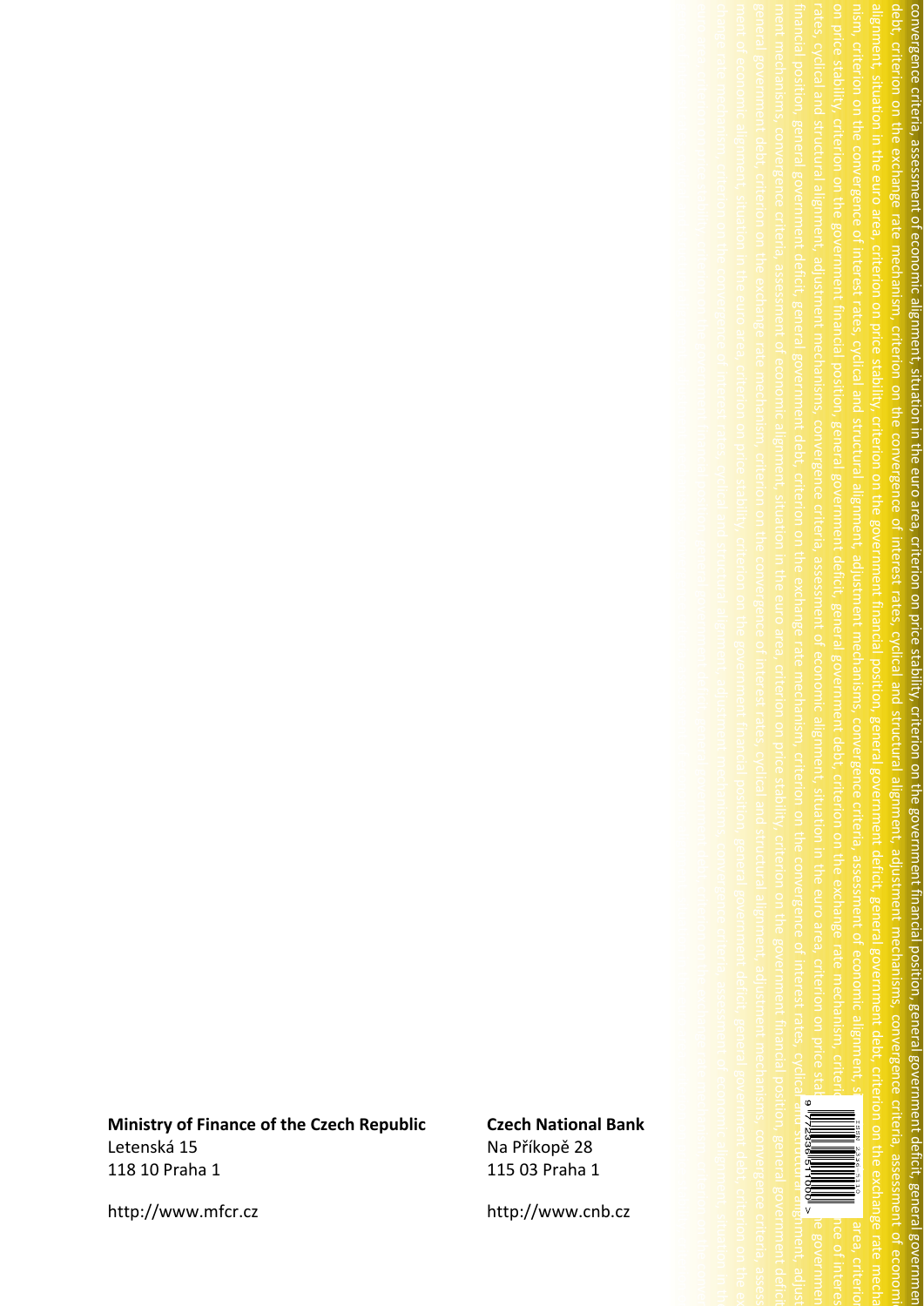**Ministry of Finance of the Czech Republic**
Letenská 15
118 10 Praha 1

http://www.mfcr.cz

**Czech National Bank**
Na Příkopě 28
115 03 Praha 1

http://www.cnb.cz